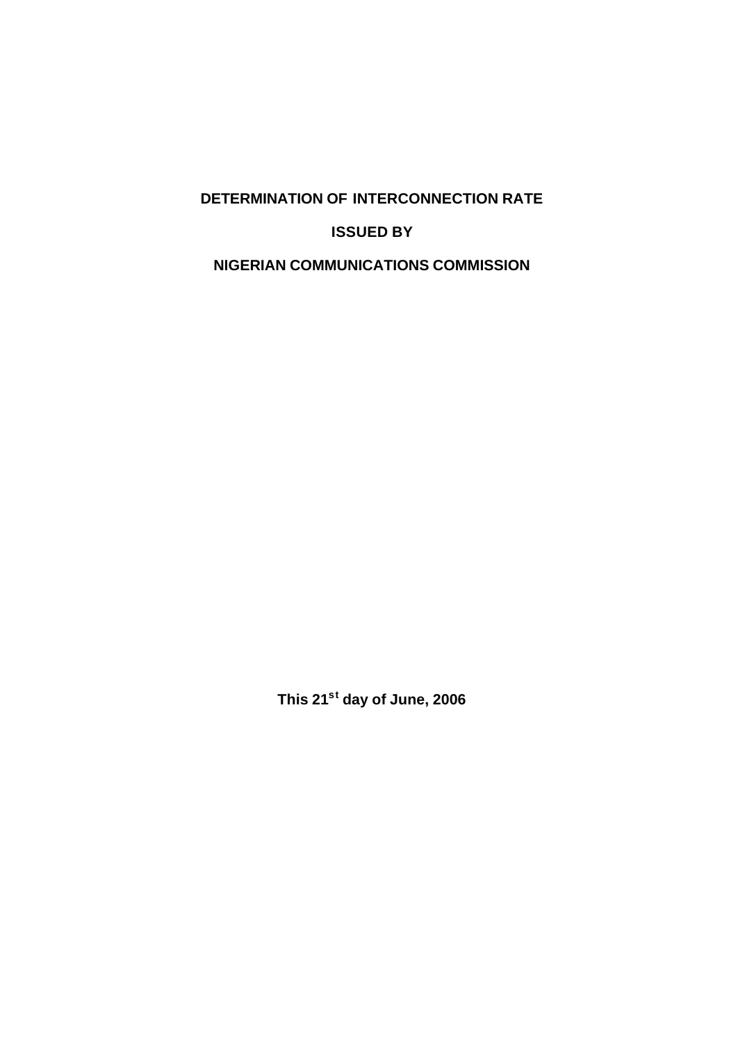**DETERMINATION OF INTERCONNECTION RATE**

**ISSUED BY**

**NIGERIAN COMMUNICATIONS COMMISSION**

**This 21st day of June, 2006**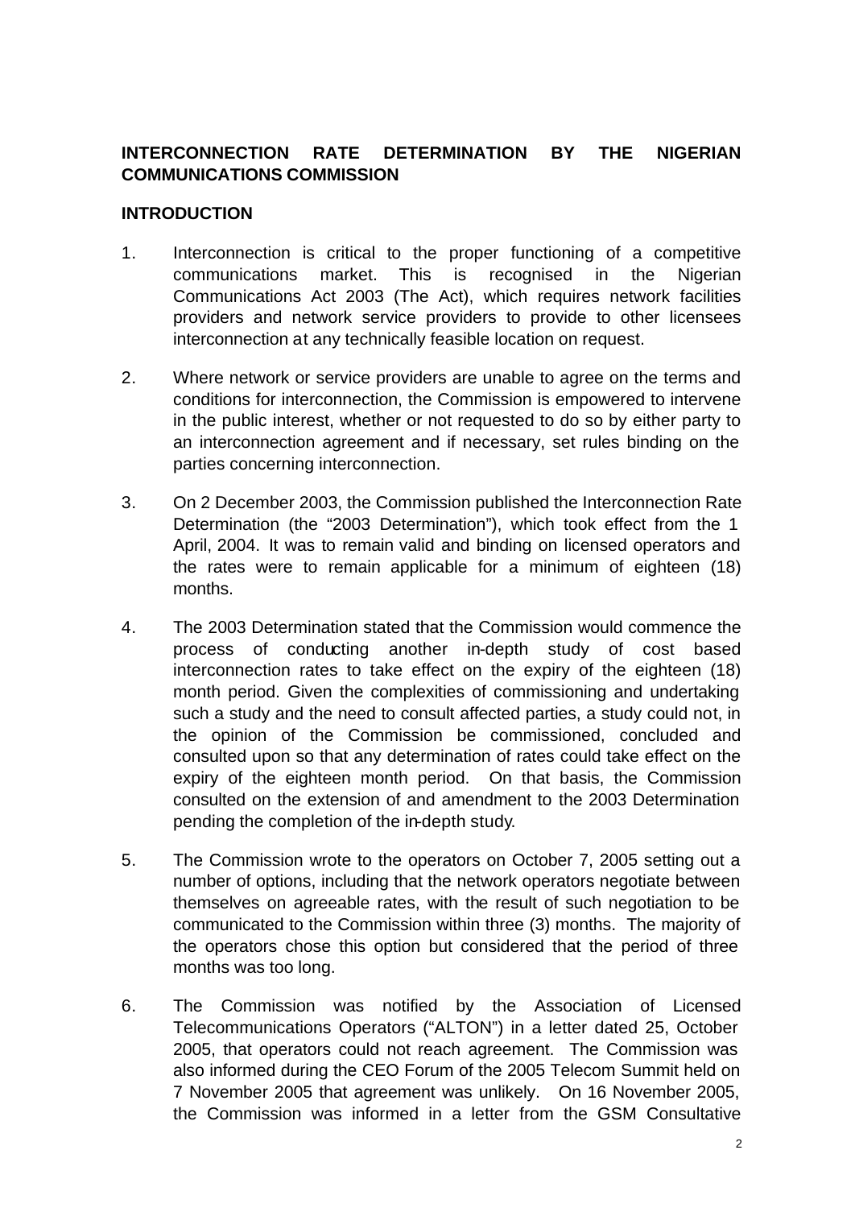## INTERCONNECTION RATE DETERMINATION BY THE NIGERIAN COMMUNICATIONS COMMISSION

### INTRODUCTION

1. Interconnection is critical to the proper functioning of a competitive communications market. This is recognised in the Nigerian Communications Act 2003 (The Act), which requires network facilities providers and network service providers to provide to other licensees interconnection at any technically feasible location on request.

2. Where network or service providers are unable to agree on the terms and conditions for interconnection, the Commission is empowered to intervene in the public interest, whether or not requested to do so by either party to an interconnection agreement and if necessary, set rules binding on the parties concerning interconnection.

3. On 2 December 2003, the Commission published the Interconnection Rate Determination (the "2003 Determination"), which took effect from the 1 April, 2004. It was to remain valid and binding on licensed operators and the rates were to remain applicable for a minimum of eighteen (18) months.

4. The 2003 Determination stated that the Commission would commence the process of conducting another in-depth study of cost based interconnection rates to take effect on the expiry of the eighteen (18) month period. Given the complexities of commissioning and undertaking such a study and the need to consult affected parties, a study could not, in the opinion of the Commission be commissioned, concluded and consulted upon so that any determination of rates could take effect on the expiry of the eighteen month period. On that basis, the Commission consulted on the extension of and amendment to the 2003 Determination pending the completion of the in-depth study.

5. The Commission wrote to the operators on October 7, 2005 setting out a number of options, including that the network operators negotiate between themselves on agreeable rates, with the result of such negotiation to be communicated to the Commission within three (3) months. The majority of the operators chose this option but considered that the period of three months was too long.

6. The Commission was notified by the Association of Licensed Telecommunications Operators ("ALTON") in a letter dated 25, October 2005, that operators could not reach agreement. The Commission was also informed during the CEO Forum of the 2005 Telecom Summit held on 7 November 2005 that agreement was unlikely. On 16 November 2005, the Commission was informed in a letter from the GSM Consultative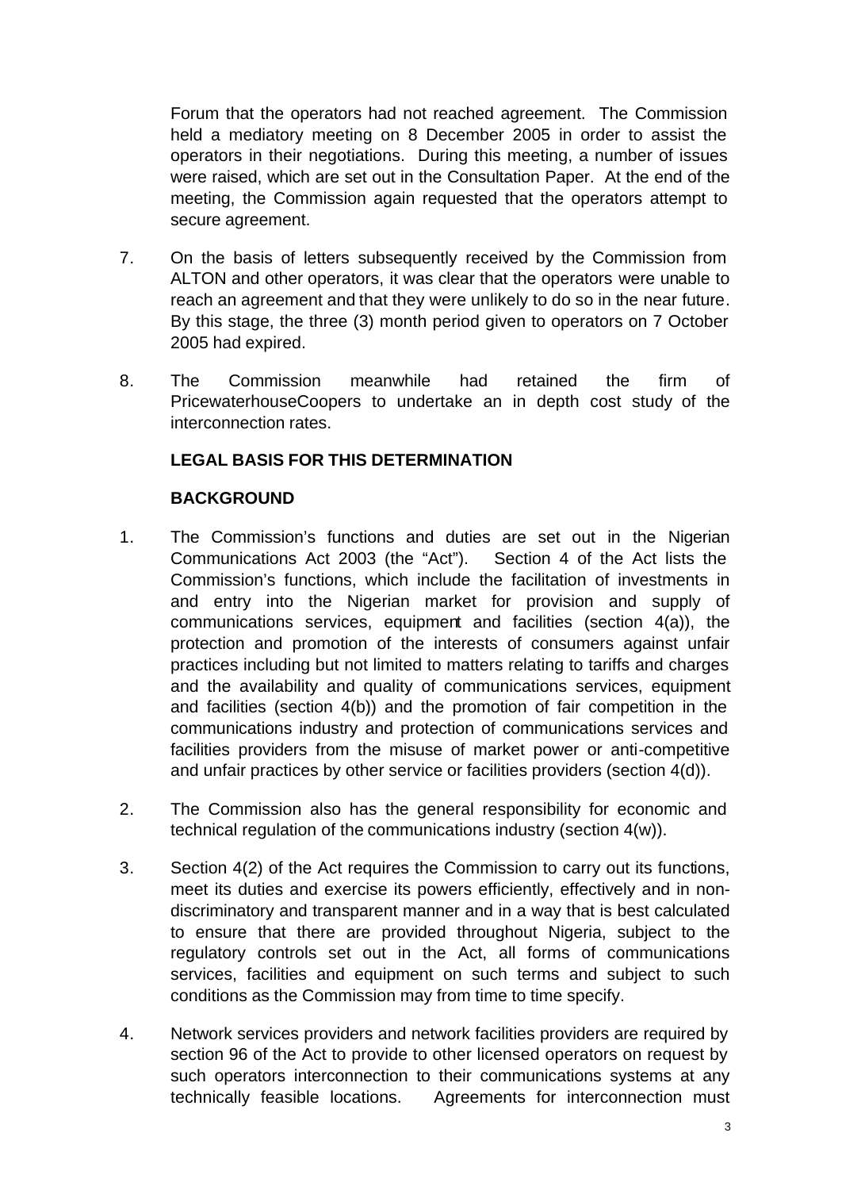Forum that the operators had not reached agreement. The Commission held a mediatory meeting on 8 December 2005 in order to assist the operators in their negotiations. During this meeting, a number of issues were raised, which are set out in the Consultation Paper. At the end of the meeting, the Commission again requested that the operators attempt to secure agreement.

7. On the basis of letters subsequently received by the Commission from ALTON and other operators, it was clear that the operators were unable to reach an agreement and that they were unlikely to do so in the near future. By this stage, the three (3) month period given to operators on 7 October 2005 had expired.

8. The Commission meanwhile had retained the firm of PricewaterhouseCoopers to undertake an in depth cost study of the interconnection rates.

**LEGAL BASIS FOR THIS DETERMINATION**

**BACKGROUND**

1. The Commission's functions and duties are set out in the Nigerian Communications Act 2003 (the "Act"). Section 4 of the Act lists the Commission's functions, which include the facilitation of investments in and entry into the Nigerian market for provision and supply of communications services, equipment and facilities (section 4(a)), the protection and promotion of the interests of consumers against unfair practices including but not limited to matters relating to tariffs and charges and the availability and quality of communications services, equipment and facilities (section 4(b)) and the promotion of fair competition in the communications industry and protection of communications services and facilities providers from the misuse of market power or anti-competitive and unfair practices by other service or facilities providers (section 4(d)).

2. The Commission also has the general responsibility for economic and technical regulation of the communications industry (section 4(w)).

3. Section 4(2) of the Act requires the Commission to carry out its functions, meet its duties and exercise its powers efficiently, effectively and in non-discriminatory and transparent manner and in a way that is best calculated to ensure that there are provided throughout Nigeria, subject to the regulatory controls set out in the Act, all forms of communications services, facilities and equipment on such terms and subject to such conditions as the Commission may from time to time specify.

4. Network services providers and network facilities providers are required by section 96 of the Act to provide to other licensed operators on request by such operators interconnection to their communications systems at any technically feasible locations. Agreements for interconnection must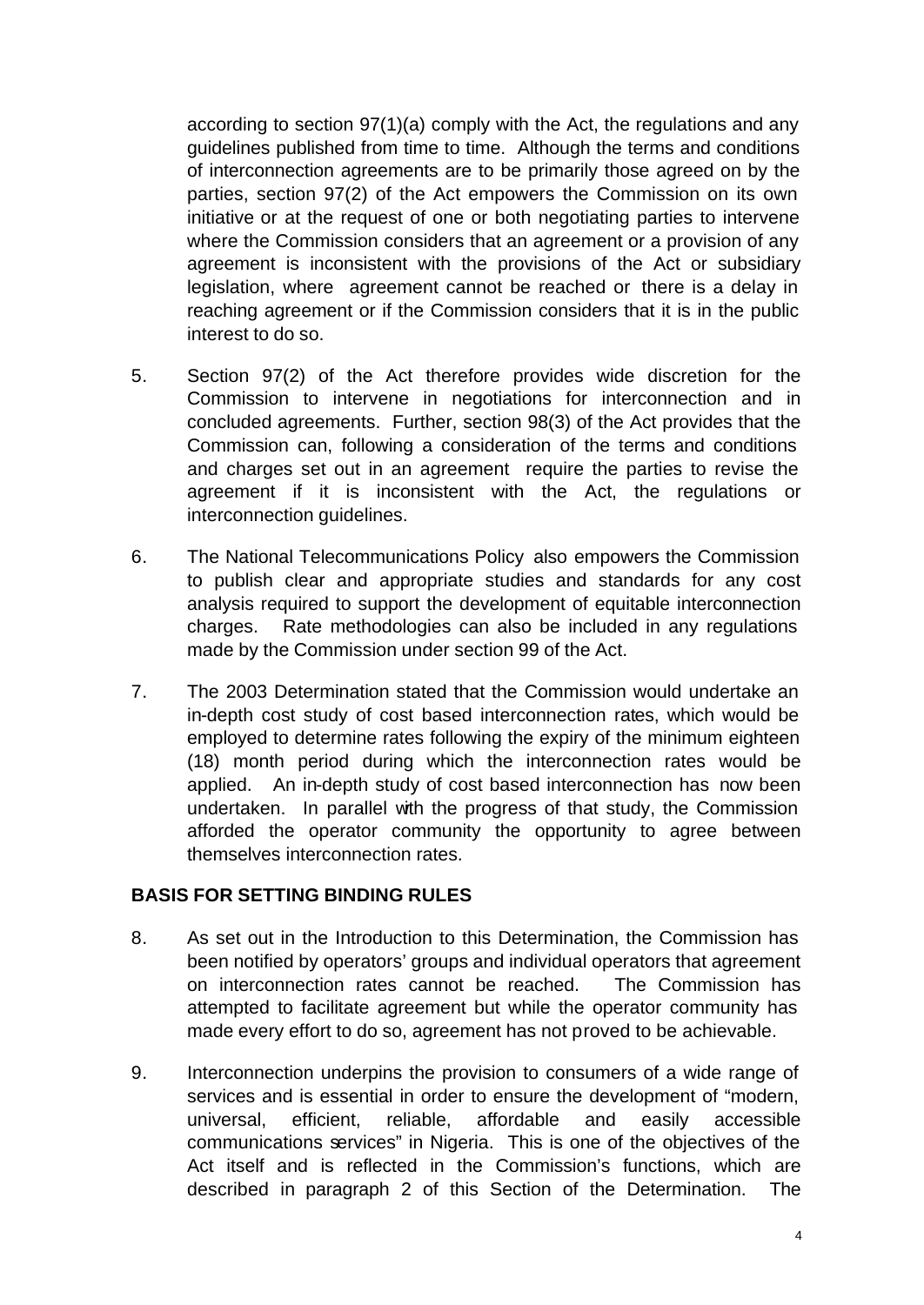according to section 97(1)(a) comply with the Act, the regulations and any guidelines published from time to time. Although the terms and conditions of interconnection agreements are to be primarily those agreed on by the parties, section 97(2) of the Act empowers the Commission on its own initiative or at the request of one or both negotiating parties to intervene where the Commission considers that an agreement or a provision of any agreement is inconsistent with the provisions of the Act or subsidiary legislation, where agreement cannot be reached or there is a delay in reaching agreement or if the Commission considers that it is in the public interest to do so.

5. Section 97(2) of the Act therefore provides wide discretion for the Commission to intervene in negotiations for interconnection and in concluded agreements. Further, section 98(3) of the Act provides that the Commission can, following a consideration of the terms and conditions and charges set out in an agreement require the parties to revise the agreement if it is inconsistent with the Act, the regulations or interconnection guidelines.

6. The National Telecommunications Policy also empowers the Commission to publish clear and appropriate studies and standards for any cost analysis required to support the development of equitable interconnection charges. Rate methodologies can also be included in any regulations made by the Commission under section 99 of the Act.

7. The 2003 Determination stated that the Commission would undertake an in-depth cost study of cost based interconnection rates, which would be employed to determine rates following the expiry of the minimum eighteen (18) month period during which the interconnection rates would be applied. An in-depth study of cost based interconnection has now been undertaken. In parallel with the progress of that study, the Commission afforded the operator community the opportunity to agree between themselves interconnection rates.

**BASIS FOR SETTING BINDING RULES**

8. As set out in the Introduction to this Determination, the Commission has been notified by operators' groups and individual operators that agreement on interconnection rates cannot be reached. The Commission has attempted to facilitate agreement but while the operator community has made every effort to do so, agreement has not proved to be achievable.

9. Interconnection underpins the provision to consumers of a wide range of services and is essential in order to ensure the development of "modern, universal, efficient, reliable, affordable and easily accessible communications services" in Nigeria. This is one of the objectives of the Act itself and is reflected in the Commission's functions, which are described in paragraph 2 of this Section of the Determination. The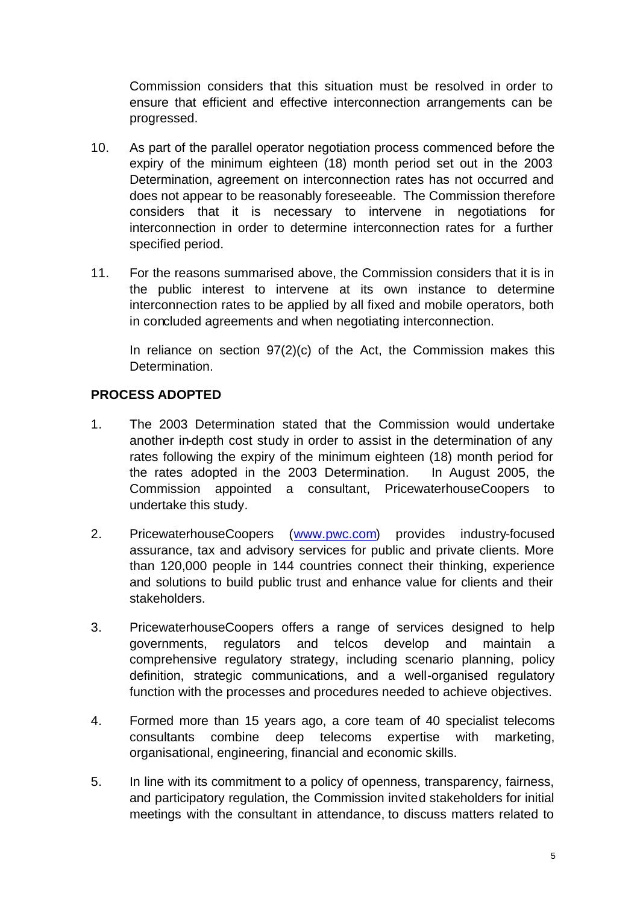Commission considers that this situation must be resolved in order to ensure that efficient and effective interconnection arrangements can be progressed.

10. As part of the parallel operator negotiation process commenced before the expiry of the minimum eighteen (18) month period set out in the 2003 Determination, agreement on interconnection rates has not occurred and does not appear to be reasonably foreseeable. The Commission therefore considers that it is necessary to intervene in negotiations for interconnection in order to determine interconnection rates for a further specified period.

11. For the reasons summarised above, the Commission considers that it is in the public interest to intervene at its own instance to determine interconnection rates to be applied by all fixed and mobile operators, both in concluded agreements and when negotiating interconnection.

    In reliance on section 97(2)(c) of the Act, the Commission makes this Determination.

**PROCESS ADOPTED**

1. The 2003 Determination stated that the Commission would undertake another in-depth cost study in order to assist in the determination of any rates following the expiry of the minimum eighteen (18) month period for the rates adopted in the 2003 Determination. In August 2005, the Commission appointed a consultant, PricewaterhouseCoopers to undertake this study.

2. PricewaterhouseCoopers (www.pwc.com) provides industry-focused assurance, tax and advisory services for public and private clients. More than 120,000 people in 144 countries connect their thinking, experience and solutions to build public trust and enhance value for clients and their stakeholders.

3. PricewaterhouseCoopers offers a range of services designed to help governments, regulators and telcos develop and maintain a comprehensive regulatory strategy, including scenario planning, policy definition, strategic communications, and a well-organised regulatory function with the processes and procedures needed to achieve objectives.

4. Formed more than 15 years ago, a core team of 40 specialist telecoms consultants combine deep telecoms expertise with marketing, organisational, engineering, financial and economic skills.

5. In line with its commitment to a policy of openness, transparency, fairness, and participatory regulation, the Commission invited stakeholders for initial meetings with the consultant in attendance, to discuss matters related to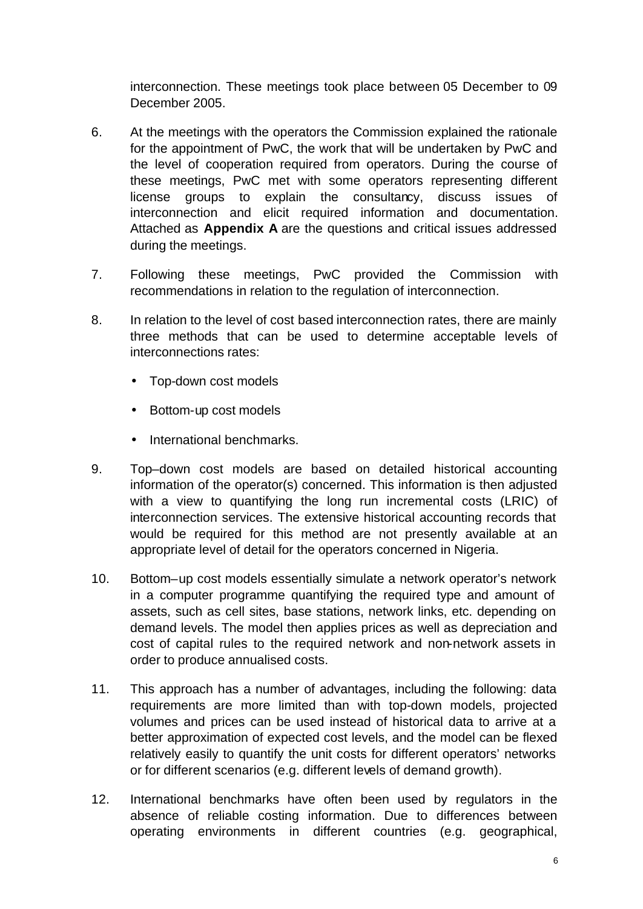interconnection. These meetings took place between 05 December to 09 December 2005.

6. At the meetings with the operators the Commission explained the rationale for the appointment of PwC, the work that will be undertaken by PwC and the level of cooperation required from operators. During the course of these meetings, PwC met with some operators representing different license groups to explain the consultancy, discuss issues of interconnection and elicit required information and documentation. Attached as **Appendix A** are the questions and critical issues addressed during the meetings.

7. Following these meetings, PwC provided the Commission with recommendations in relation to the regulation of interconnection.

8. In relation to the level of cost based interconnection rates, there are mainly three methods that can be used to determine acceptable levels of interconnections rates:

   - Top-down cost models
   - Bottom-up cost models
   - International benchmarks.

9. Top–down cost models are based on detailed historical accounting information of the operator(s) concerned. This information is then adjusted with a view to quantifying the long run incremental costs (LRIC) of interconnection services. The extensive historical accounting records that would be required for this method are not presently available at an appropriate level of detail for the operators concerned in Nigeria.

10. Bottom–up cost models essentially simulate a network operator's network in a computer programme quantifying the required type and amount of assets, such as cell sites, base stations, network links, etc. depending on demand levels. The model then applies prices as well as depreciation and cost of capital rules to the required network and non-network assets in order to produce annualised costs.

11. This approach has a number of advantages, including the following: data requirements are more limited than with top-down models, projected volumes and prices can be used instead of historical data to arrive at a better approximation of expected cost levels, and the model can be flexed relatively easily to quantify the unit costs for different operators' networks or for different scenarios (e.g. different levels of demand growth).

12. International benchmarks have often been used by regulators in the absence of reliable costing information. Due to differences between operating environments in different countries (e.g. geographical,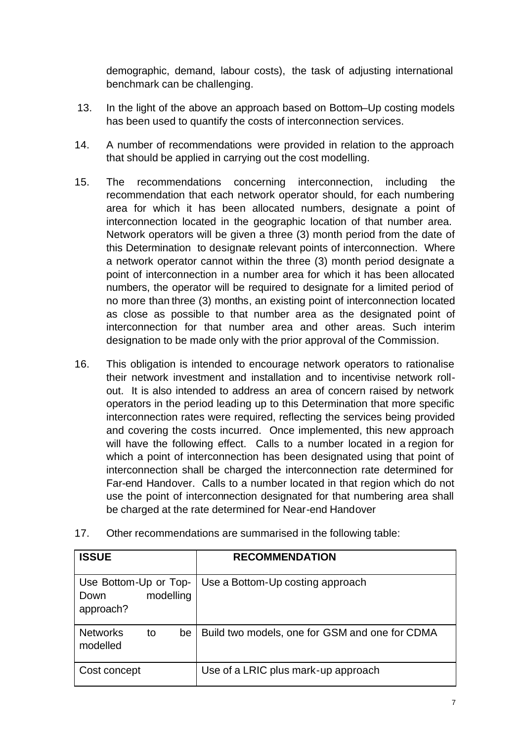demographic, demand, labour costs), the task of adjusting international benchmark can be challenging.

13. In the light of the above an approach based on Bottom–Up costing models has been used to quantify the costs of interconnection services.

14. A number of recommendations were provided in relation to the approach that should be applied in carrying out the cost modelling.

15. The recommendations concerning interconnection, including the recommendation that each network operator should, for each numbering area for which it has been allocated numbers, designate a point of interconnection located in the geographic location of that number area. Network operators will be given a three (3) month period from the date of this Determination to designate relevant points of interconnection. Where a network operator cannot within the three (3) month period designate a point of interconnection in a number area for which it has been allocated numbers, the operator will be required to designate for a limited period of no more than three (3) months, an existing point of interconnection located as close as possible to that number area as the designated point of interconnection for that number area and other areas. Such interim designation to be made only with the prior approval of the Commission.

16. This obligation is intended to encourage network operators to rationalise their network investment and installation and to incentivise network roll-out. It is also intended to address an area of concern raised by network operators in the period leading up to this Determination that more specific interconnection rates were required, reflecting the services being provided and covering the costs incurred. Once implemented, this new approach will have the following effect. Calls to a number located in a region for which a point of interconnection has been designated using that point of interconnection shall be charged the interconnection rate determined for Far-end Handover. Calls to a number located in that region which do not use the point of interconnection designated for that numbering area shall be charged at the rate determined for Near-end Handover

17. Other recommendations are summarised in the following table:

| ISSUE | RECOMMENDATION |
|---|---|
| Use Bottom-Up or Top-Down modelling approach? | Use a Bottom-Up costing approach |
| Networks to be modelled | Build two models, one for GSM and one for CDMA |
| Cost concept | Use of a LRIC plus mark-up approach |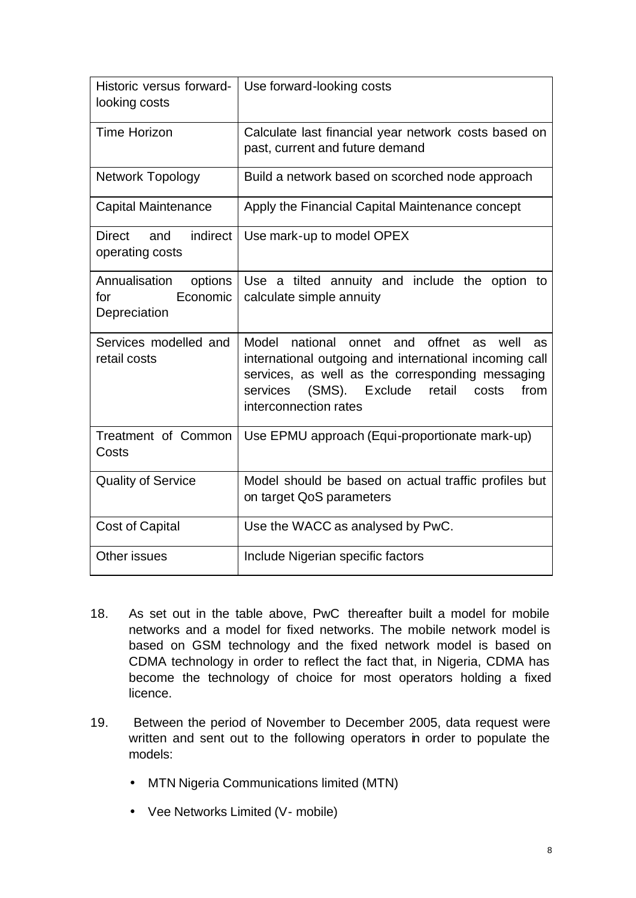| | |
|---|---|
| Historic versus forward-looking costs | Use forward-looking costs |
| Time Horizon | Calculate last financial year network costs based on past, current and future demand |
| Network Topology | Build a network based on scorched node approach |
| Capital Maintenance | Apply the Financial Capital Maintenance concept |
| Direct and indirect operating costs | Use mark-up to model OPEX |
| Annualisation options for Economic Depreciation | Use a tilted annuity and include the option to calculate simple annuity |
| Services modelled and retail costs | Model national onnet and offnet as well as international outgoing and international incoming call services, as well as the corresponding messaging services (SMS). Exclude retail costs from interconnection rates |
| Treatment of Common Costs | Use EPMU approach (Equi-proportionate mark-up) |
| Quality of Service | Model should be based on actual traffic profiles but on target QoS parameters |
| Cost of Capital | Use the WACC as analysed by PwC. |
| Other issues | Include Nigerian specific factors |

18. As set out in the table above, PwC thereafter built a model for mobile networks and a model for fixed networks. The mobile network model is based on GSM technology and the fixed network model is based on CDMA technology in order to reflect the fact that, in Nigeria, CDMA has become the technology of choice for most operators holding a fixed licence.

19. Between the period of November to December 2005, data request were written and sent out to the following operators in order to populate the models:

   - MTN Nigeria Communications limited (MTN)
   - Vee Networks Limited (V- mobile)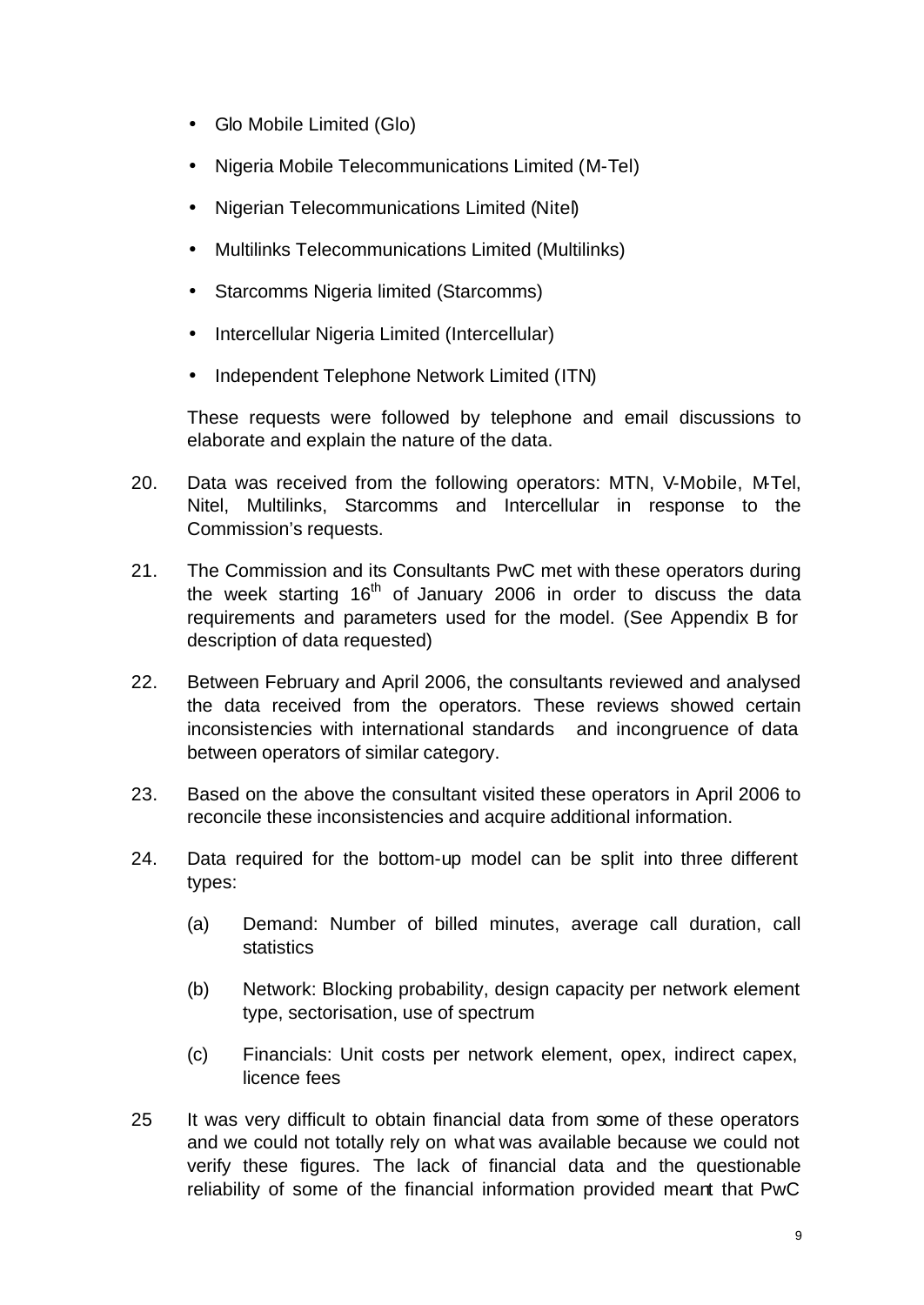- Glo Mobile Limited (Glo)
- Nigeria Mobile Telecommunications Limited (M-Tel)
- Nigerian Telecommunications Limited (Nitel)
- Multilinks Telecommunications Limited (Multilinks)
- Starcomms Nigeria limited (Starcomms)
- Intercellular Nigeria Limited (Intercellular)
- Independent Telephone Network Limited (ITN)

These requests were followed by telephone and email discussions to elaborate and explain the nature of the data.

20. Data was received from the following operators: MTN, V-Mobile, M-Tel, Nitel, Multilinks, Starcomms and Intercellular in response to the Commission's requests.

21. The Commission and its Consultants PwC met with these operators during the week starting 16th of January 2006 in order to discuss the data requirements and parameters used for the model. (See Appendix B for description of data requested)

22. Between February and April 2006, the consultants reviewed and analysed the data received from the operators. These reviews showed certain inconsistencies with international standards and incongruence of data between operators of similar category.

23. Based on the above the consultant visited these operators in April 2006 to reconcile these inconsistencies and acquire additional information.

24. Data required for the bottom-up model can be split into three different types:

    (a) Demand: Number of billed minutes, average call duration, call statistics

    (b) Network: Blocking probability, design capacity per network element type, sectorisation, use of spectrum

    (c) Financials: Unit costs per network element, opex, indirect capex, licence fees

25 It was very difficult to obtain financial data from some of these operators and we could not totally rely on what was available because we could not verify these figures. The lack of financial data and the questionable reliability of some of the financial information provided meant that PwC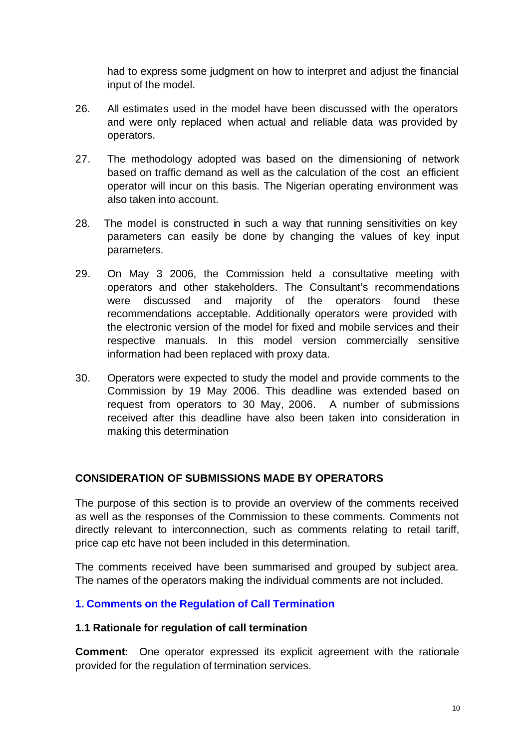had to express some judgment on how to interpret and adjust the financial input of the model.

26. All estimates used in the model have been discussed with the operators and were only replaced when actual and reliable data was provided by operators.

27. The methodology adopted was based on the dimensioning of network based on traffic demand as well as the calculation of the cost an efficient operator will incur on this basis. The Nigerian operating environment was also taken into account.

28. The model is constructed in such a way that running sensitivities on key parameters can easily be done by changing the values of key input parameters.

29. On May 3 2006, the Commission held a consultative meeting with operators and other stakeholders. The Consultant's recommendations were discussed and majority of the operators found these recommendations acceptable. Additionally operators were provided with the electronic version of the model for fixed and mobile services and their respective manuals. In this model version commercially sensitive information had been replaced with proxy data.

30. Operators were expected to study the model and provide comments to the Commission by 19 May 2006. This deadline was extended based on request from operators to 30 May, 2006. A number of submissions received after this deadline have also been taken into consideration in making this determination

## CONSIDERATION OF SUBMISSIONS MADE BY OPERATORS

The purpose of this section is to provide an overview of the comments received as well as the responses of the Commission to these comments. Comments not directly relevant to interconnection, such as comments relating to retail tariff, price cap etc have not been included in this determination.

The comments received have been summarised and grouped by subject area. The names of the operators making the individual comments are not included.

### 1. Comments on the Regulation of Call Termination

#### 1.1 Rationale for regulation of call termination

**Comment:** One operator expressed its explicit agreement with the rationale provided for the regulation of termination services.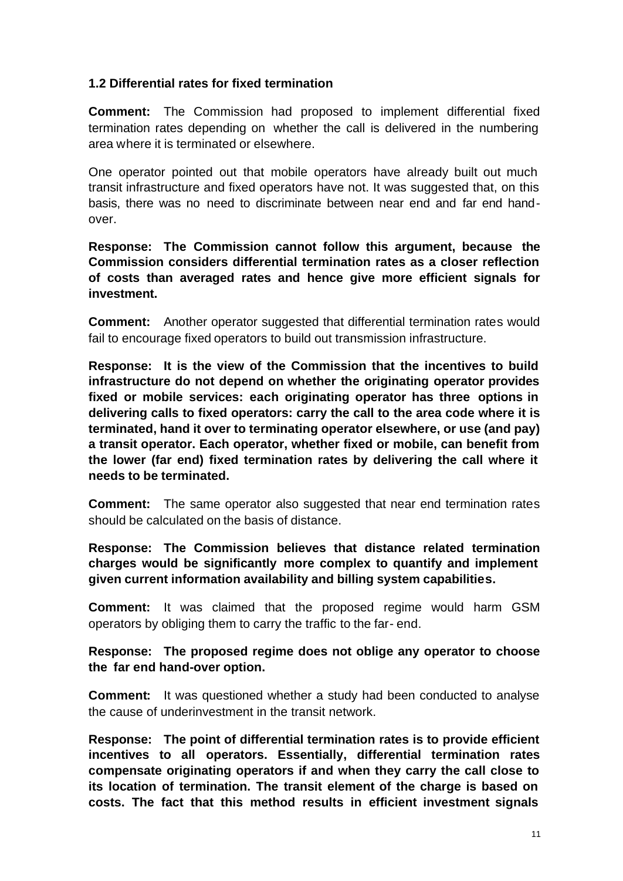### 1.2 Differential rates for fixed termination

**Comment:** The Commission had proposed to implement differential fixed termination rates depending on whether the call is delivered in the numbering area where it is terminated or elsewhere.

One operator pointed out that mobile operators have already built out much transit infrastructure and fixed operators have not. It was suggested that, on this basis, there was no need to discriminate between near end and far end hand-over.

**Response: The Commission cannot follow this argument, because the Commission considers differential termination rates as a closer reflection of costs than averaged rates and hence give more efficient signals for investment.**

**Comment:** Another operator suggested that differential termination rates would fail to encourage fixed operators to build out transmission infrastructure.

**Response: It is the view of the Commission that the incentives to build infrastructure do not depend on whether the originating operator provides fixed or mobile services: each originating operator has three options in delivering calls to fixed operators: carry the call to the area code where it is terminated, hand it over to terminating operator elsewhere, or use (and pay) a transit operator. Each operator, whether fixed or mobile, can benefit from the lower (far end) fixed termination rates by delivering the call where it needs to be terminated.**

**Comment:** The same operator also suggested that near end termination rates should be calculated on the basis of distance.

**Response: The Commission believes that distance related termination charges would be significantly more complex to quantify and implement given current information availability and billing system capabilities.**

**Comment:** It was claimed that the proposed regime would harm GSM operators by obliging them to carry the traffic to the far- end.

**Response: The proposed regime does not oblige any operator to choose the far end hand-over option.**

**Comment:** It was questioned whether a study had been conducted to analyse the cause of underinvestment in the transit network.

**Response: The point of differential termination rates is to provide efficient incentives to all operators. Essentially, differential termination rates compensate originating operators if and when they carry the call close to its location of termination. The transit element of the charge is based on costs. The fact that this method results in efficient investment signals**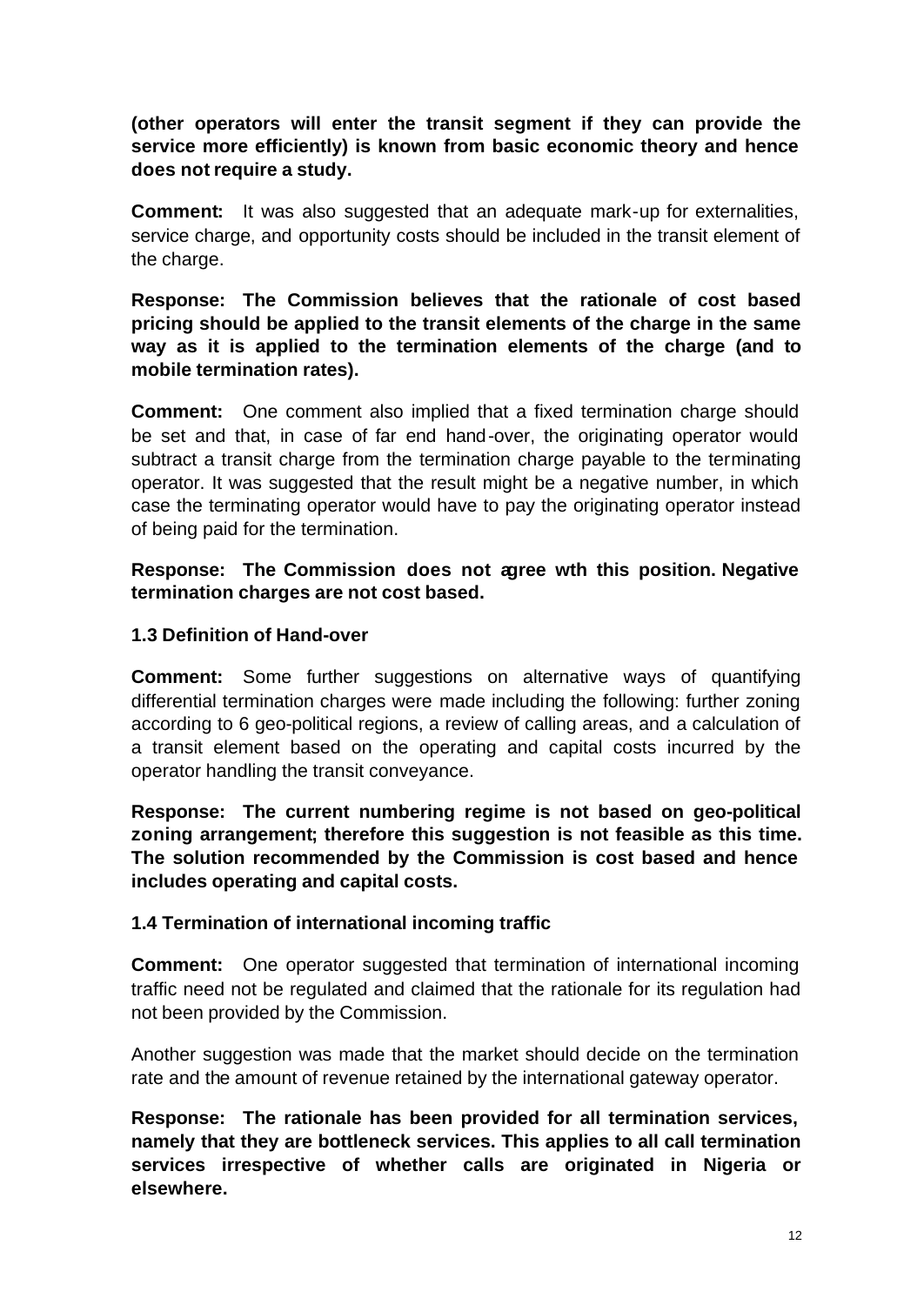**(other operators will enter the transit segment if they can provide the service more efficiently) is known from basic economic theory and hence does not require a study.**

**Comment:** It was also suggested that an adequate mark-up for externalities, service charge, and opportunity costs should be included in the transit element of the charge.

**Response: The Commission believes that the rationale of cost based pricing should be applied to the transit elements of the charge in the same way as it is applied to the termination elements of the charge (and to mobile termination rates).**

**Comment:** One comment also implied that a fixed termination charge should be set and that, in case of far end hand-over, the originating operator would subtract a transit charge from the termination charge payable to the terminating operator. It was suggested that the result might be a negative number, in which case the terminating operator would have to pay the originating operator instead of being paid for the termination.

**Response: The Commission does not agree wth this position. Negative termination charges are not cost based.**

### 1.3 Definition of Hand-over

**Comment:** Some further suggestions on alternative ways of quantifying differential termination charges were made including the following: further zoning according to 6 geo-political regions, a review of calling areas, and a calculation of a transit element based on the operating and capital costs incurred by the operator handling the transit conveyance.

**Response: The current numbering regime is not based on geo-political zoning arrangement; therefore this suggestion is not feasible as this time. The solution recommended by the Commission is cost based and hence includes operating and capital costs.**

### 1.4 Termination of international incoming traffic

**Comment:** One operator suggested that termination of international incoming traffic need not be regulated and claimed that the rationale for its regulation had not been provided by the Commission.

Another suggestion was made that the market should decide on the termination rate and the amount of revenue retained by the international gateway operator.

**Response: The rationale has been provided for all termination services, namely that they are bottleneck services. This applies to all call termination services irrespective of whether calls are originated in Nigeria or elsewhere.**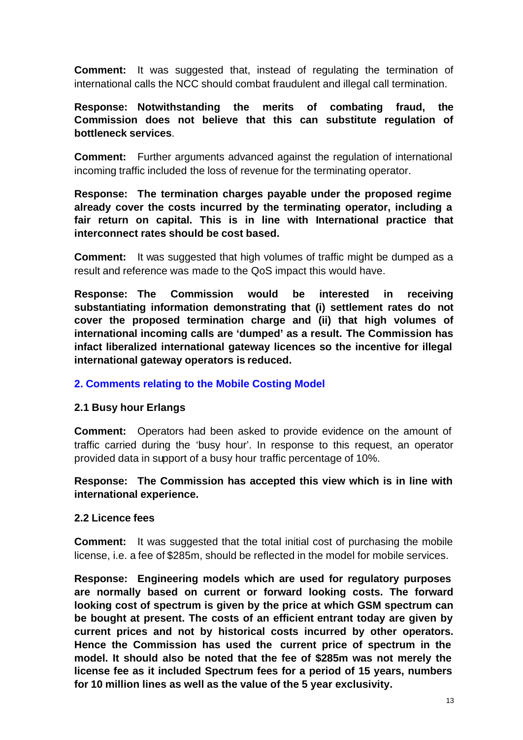**Comment:** It was suggested that, instead of regulating the termination of international calls the NCC should combat fraudulent and illegal call termination.

**Response: Notwithstanding the merits of combating fraud, the Commission does not believe that this can substitute regulation of bottleneck services**.

**Comment:** Further arguments advanced against the regulation of international incoming traffic included the loss of revenue for the terminating operator.

**Response: The termination charges payable under the proposed regime already cover the costs incurred by the terminating operator, including a fair return on capital. This is in line with International practice that interconnect rates should be cost based.**

**Comment:** It was suggested that high volumes of traffic might be dumped as a result and reference was made to the QoS impact this would have.

**Response: The Commission would be interested in receiving substantiating information demonstrating that (i) settlement rates do not cover the proposed termination charge and (ii) that high volumes of international incoming calls are 'dumped' as a result. The Commission has infact liberalized international gateway licences so the incentive for illegal international gateway operators is reduced.**

## 2. Comments relating to the Mobile Costing Model

### 2.1 Busy hour Erlangs

**Comment:** Operators had been asked to provide evidence on the amount of traffic carried during the 'busy hour'. In response to this request, an operator provided data in support of a busy hour traffic percentage of 10%.

**Response: The Commission has accepted this view which is in line with international experience.**

### 2.2 Licence fees

**Comment:** It was suggested that the total initial cost of purchasing the mobile license, i.e. a fee of $285m, should be reflected in the model for mobile services.

**Response: Engineering models which are used for regulatory purposes are normally based on current or forward looking costs. The forward looking cost of spectrum is given by the price at which GSM spectrum can be bought at present. The costs of an efficient entrant today are given by current prices and not by historical costs incurred by other operators. Hence the Commission has used the current price of spectrum in the model. It should also be noted that the fee of $285m was not merely the license fee as it included Spectrum fees for a period of 15 years, numbers for 10 million lines as well as the value of the 5 year exclusivity.**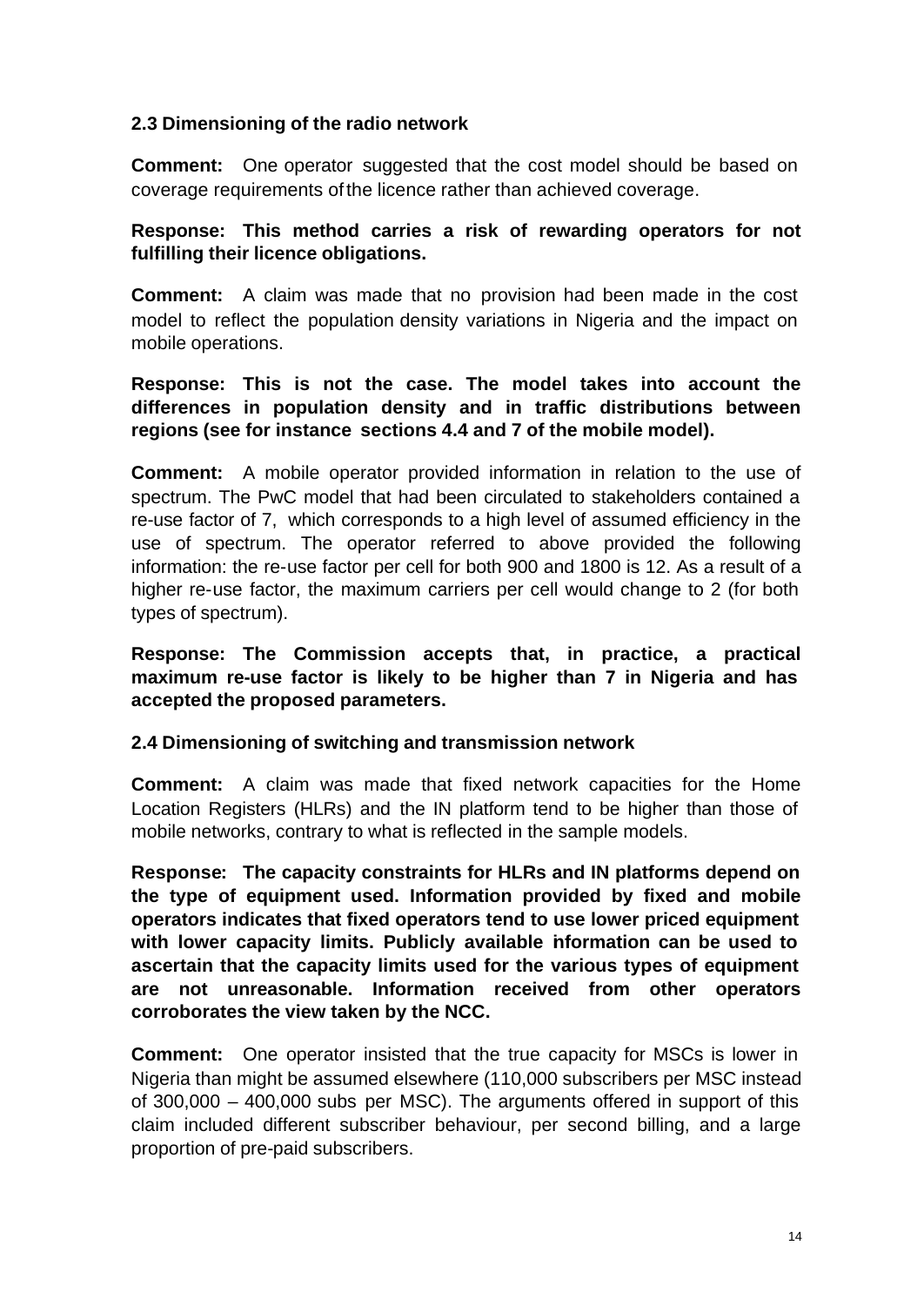### 2.3 Dimensioning of the radio network

**Comment:** One operator suggested that the cost model should be based on coverage requirements of the licence rather than achieved coverage.

**Response: This method carries a risk of rewarding operators for not fulfilling their licence obligations.**

**Comment:** A claim was made that no provision had been made in the cost model to reflect the population density variations in Nigeria and the impact on mobile operations.

**Response: This is not the case. The model takes into account the differences in population density and in traffic distributions between regions (see for instance sections 4.4 and 7 of the mobile model).**

**Comment:** A mobile operator provided information in relation to the use of spectrum. The PwC model that had been circulated to stakeholders contained a re-use factor of 7, which corresponds to a high level of assumed efficiency in the use of spectrum. The operator referred to above provided the following information: the re-use factor per cell for both 900 and 1800 is 12. As a result of a higher re-use factor, the maximum carriers per cell would change to 2 (for both types of spectrum).

**Response: The Commission accepts that, in practice, a practical maximum re-use factor is likely to be higher than 7 in Nigeria and has accepted the proposed parameters.**

### 2.4 Dimensioning of switching and transmission network

**Comment:** A claim was made that fixed network capacities for the Home Location Registers (HLRs) and the IN platform tend to be higher than those of mobile networks, contrary to what is reflected in the sample models.

**Response: The capacity constraints for HLRs and IN platforms depend on the type of equipment used. Information provided by fixed and mobile operators indicates that fixed operators tend to use lower priced equipment with lower capacity limits. Publicly available information can be used to ascertain that the capacity limits used for the various types of equipment are not unreasonable. Information received from other operators corroborates the view taken by the NCC.**

**Comment:** One operator insisted that the true capacity for MSCs is lower in Nigeria than might be assumed elsewhere (110,000 subscribers per MSC instead of 300,000 – 400,000 subs per MSC). The arguments offered in support of this claim included different subscriber behaviour, per second billing, and a large proportion of pre-paid subscribers.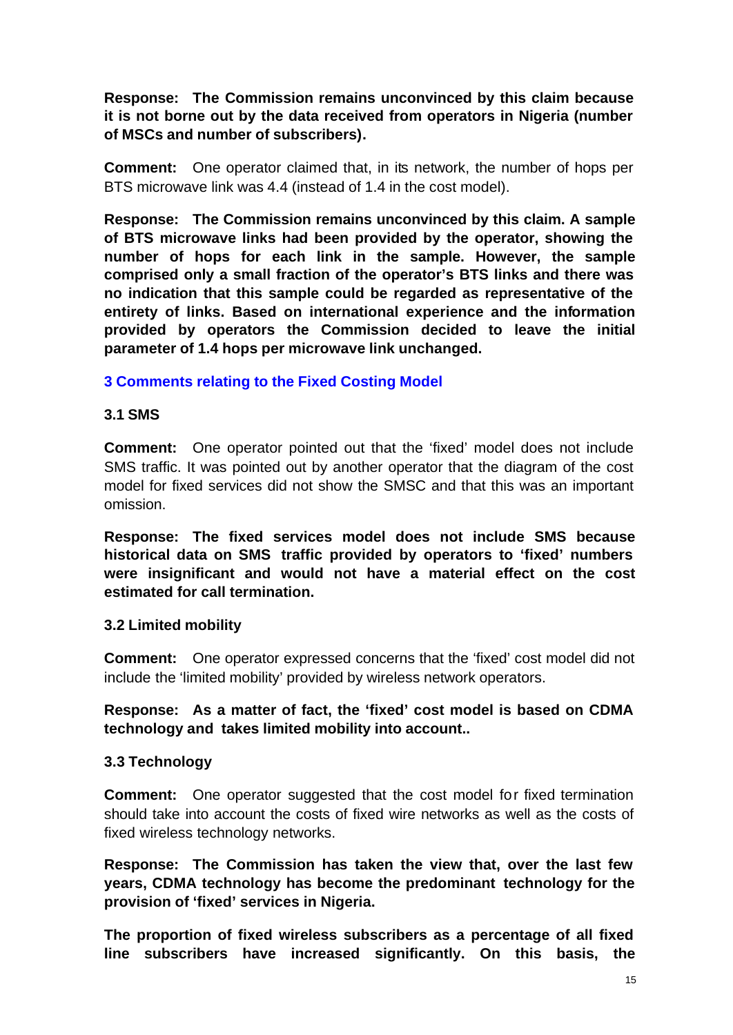**Response: The Commission remains unconvinced by this claim because it is not borne out by the data received from operators in Nigeria (number of MSCs and number of subscribers).**

**Comment:** One operator claimed that, in its network, the number of hops per BTS microwave link was 4.4 (instead of 1.4 in the cost model).

**Response: The Commission remains unconvinced by this claim. A sample of BTS microwave links had been provided by the operator, showing the number of hops for each link in the sample. However, the sample comprised only a small fraction of the operator's BTS links and there was no indication that this sample could be regarded as representative of the entirety of links. Based on international experience and the information provided by operators the Commission decided to leave the initial parameter of 1.4 hops per microwave link unchanged.**

## 3 Comments relating to the Fixed Costing Model

### 3.1 SMS

**Comment:** One operator pointed out that the 'fixed' model does not include SMS traffic. It was pointed out by another operator that the diagram of the cost model for fixed services did not show the SMSC and that this was an important omission.

**Response: The fixed services model does not include SMS because historical data on SMS traffic provided by operators to 'fixed' numbers were insignificant and would not have a material effect on the cost estimated for call termination.**

### 3.2 Limited mobility

**Comment:** One operator expressed concerns that the 'fixed' cost model did not include the 'limited mobility' provided by wireless network operators.

**Response: As a matter of fact, the 'fixed' cost model is based on CDMA technology and takes limited mobility into account..**

### 3.3 Technology

**Comment:** One operator suggested that the cost model for fixed termination should take into account the costs of fixed wire networks as well as the costs of fixed wireless technology networks.

**Response: The Commission has taken the view that, over the last few years, CDMA technology has become the predominant technology for the provision of 'fixed' services in Nigeria.**

**The proportion of fixed wireless subscribers as a percentage of all fixed line subscribers have increased significantly. On this basis, the**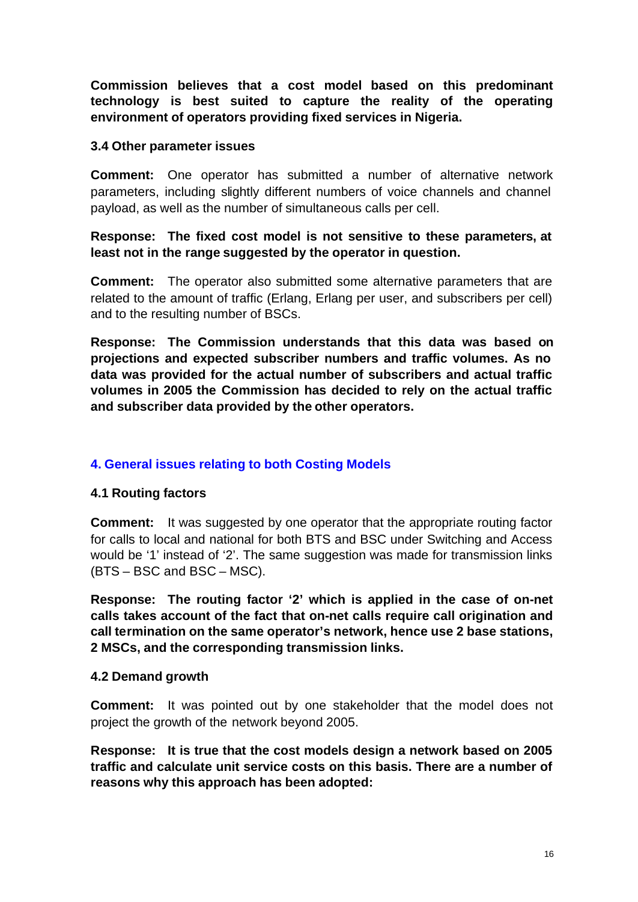**Commission believes that a cost model based on this predominant technology is best suited to capture the reality of the operating environment of operators providing fixed services in Nigeria.**

### 3.4 Other parameter issues

**Comment:** One operator has submitted a number of alternative network parameters, including slightly different numbers of voice channels and channel payload, as well as the number of simultaneous calls per cell.

**Response: The fixed cost model is not sensitive to these parameters, at least not in the range suggested by the operator in question.**

**Comment:** The operator also submitted some alternative parameters that are related to the amount of traffic (Erlang, Erlang per user, and subscribers per cell) and to the resulting number of BSCs.

**Response: The Commission understands that this data was based on projections and expected subscriber numbers and traffic volumes. As no data was provided for the actual number of subscribers and actual traffic volumes in 2005 the Commission has decided to rely on the actual traffic and subscriber data provided by the other operators.**

## 4. General issues relating to both Costing Models

### 4.1 Routing factors

**Comment:** It was suggested by one operator that the appropriate routing factor for calls to local and national for both BTS and BSC under Switching and Access would be '1' instead of '2'. The same suggestion was made for transmission links (BTS – BSC and BSC – MSC).

**Response: The routing factor '2' which is applied in the case of on-net calls takes account of the fact that on-net calls require call origination and call termination on the same operator's network, hence use 2 base stations, 2 MSCs, and the corresponding transmission links.**

### 4.2 Demand growth

**Comment:** It was pointed out by one stakeholder that the model does not project the growth of the network beyond 2005.

**Response: It is true that the cost models design a network based on 2005 traffic and calculate unit service costs on this basis. There are a number of reasons why this approach has been adopted:**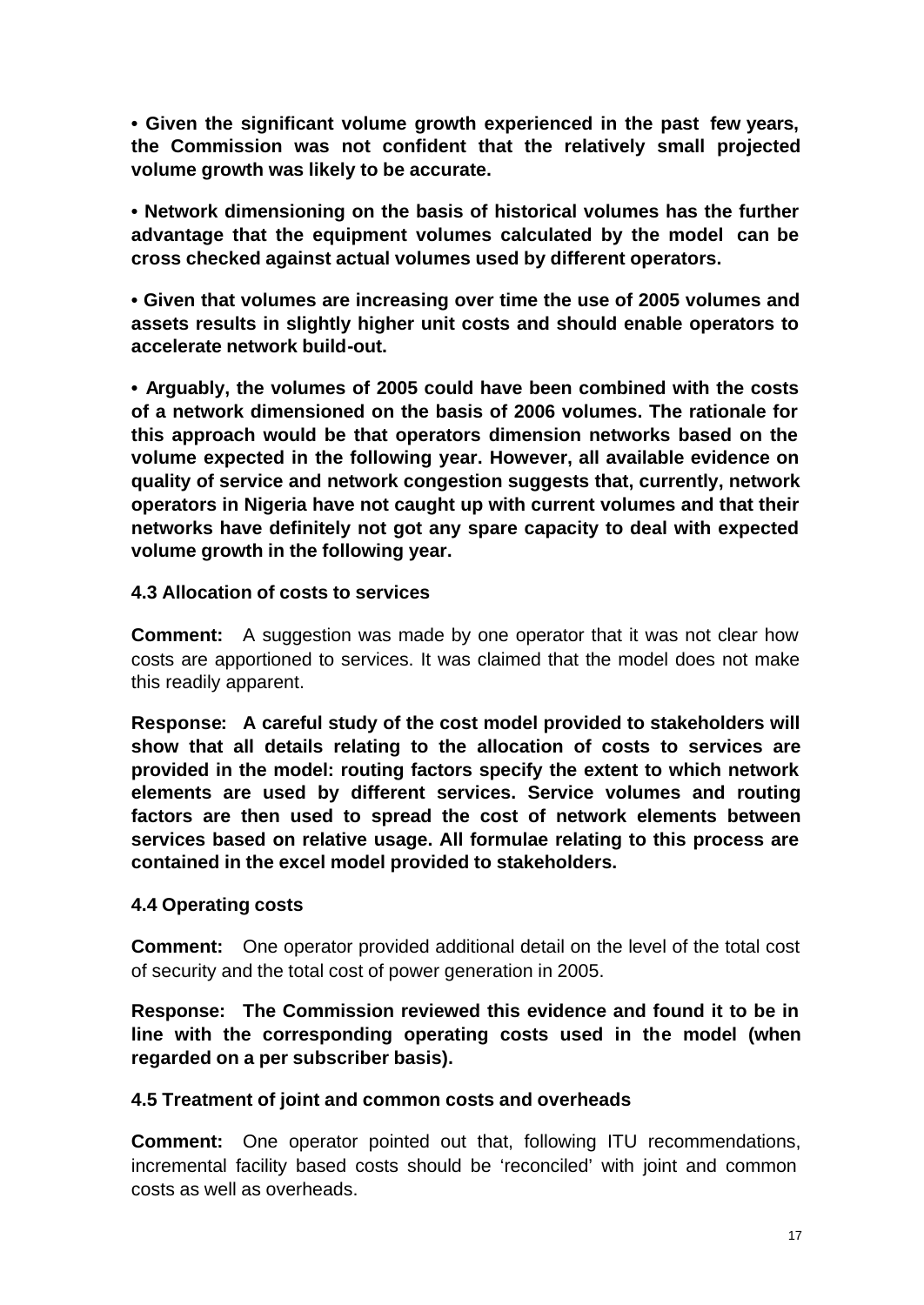**• Given the significant volume growth experienced in the past few years, the Commission was not confident that the relatively small projected volume growth was likely to be accurate.**

**• Network dimensioning on the basis of historical volumes has the further advantage that the equipment volumes calculated by the model can be cross checked against actual volumes used by different operators.**

**• Given that volumes are increasing over time the use of 2005 volumes and assets results in slightly higher unit costs and should enable operators to accelerate network build-out.**

**• Arguably, the volumes of 2005 could have been combined with the costs of a network dimensioned on the basis of 2006 volumes. The rationale for this approach would be that operators dimension networks based on the volume expected in the following year. However, all available evidence on quality of service and network congestion suggests that, currently, network operators in Nigeria have not caught up with current volumes and that their networks have definitely not got any spare capacity to deal with expected volume growth in the following year.**

### 4.3 Allocation of costs to services

**Comment:** A suggestion was made by one operator that it was not clear how costs are apportioned to services. It was claimed that the model does not make this readily apparent.

**Response: A careful study of the cost model provided to stakeholders will show that all details relating to the allocation of costs to services are provided in the model: routing factors specify the extent to which network elements are used by different services. Service volumes and routing factors are then used to spread the cost of network elements between services based on relative usage. All formulae relating to this process are contained in the excel model provided to stakeholders.**

### 4.4 Operating costs

**Comment:** One operator provided additional detail on the level of the total cost of security and the total cost of power generation in 2005.

**Response: The Commission reviewed this evidence and found it to be in line with the corresponding operating costs used in the model (when regarded on a per subscriber basis).**

### 4.5 Treatment of joint and common costs and overheads

**Comment:** One operator pointed out that, following ITU recommendations, incremental facility based costs should be 'reconciled' with joint and common costs as well as overheads.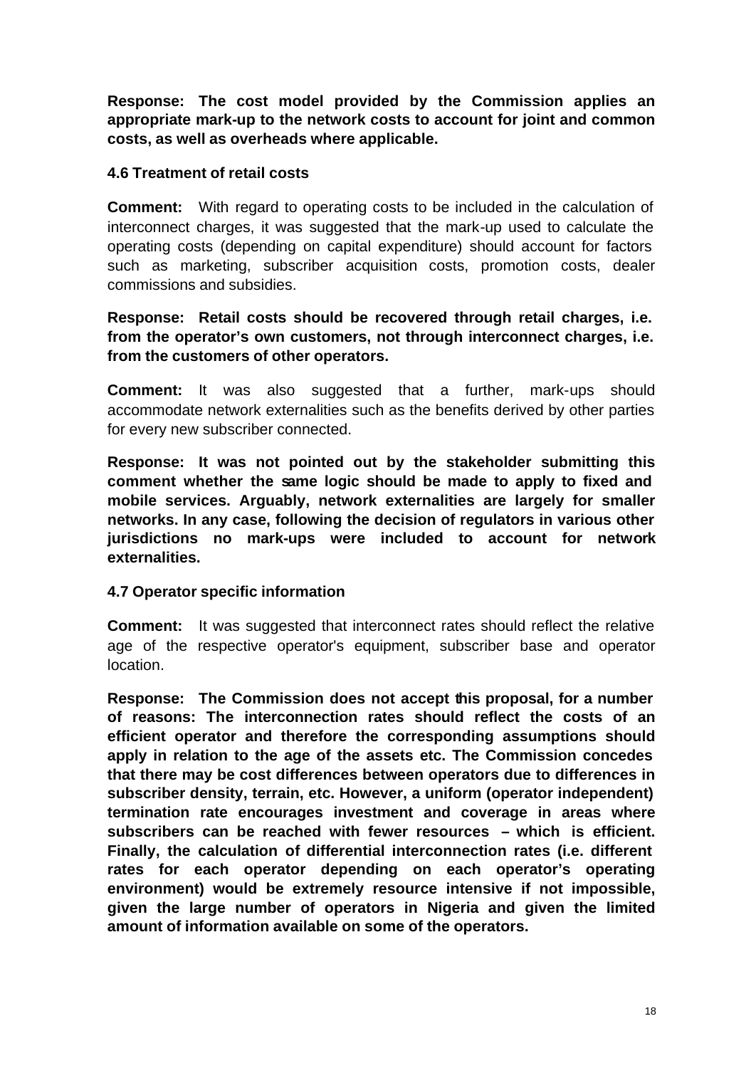**Response: The cost model provided by the Commission applies an appropriate mark-up to the network costs to account for joint and common costs, as well as overheads where applicable.**

### 4.6 Treatment of retail costs

**Comment:** With regard to operating costs to be included in the calculation of interconnect charges, it was suggested that the mark-up used to calculate the operating costs (depending on capital expenditure) should account for factors such as marketing, subscriber acquisition costs, promotion costs, dealer commissions and subsidies.

**Response: Retail costs should be recovered through retail charges, i.e. from the operator's own customers, not through interconnect charges, i.e. from the customers of other operators.**

**Comment:** It was also suggested that a further, mark-ups should accommodate network externalities such as the benefits derived by other parties for every new subscriber connected.

**Response: It was not pointed out by the stakeholder submitting this comment whether the same logic should be made to apply to fixed and mobile services. Arguably, network externalities are largely for smaller networks. In any case, following the decision of regulators in various other jurisdictions no mark-ups were included to account for network externalities.**

### 4.7 Operator specific information

**Comment:** It was suggested that interconnect rates should reflect the relative age of the respective operator's equipment, subscriber base and operator location.

**Response: The Commission does not accept this proposal, for a number of reasons: The interconnection rates should reflect the costs of an efficient operator and therefore the corresponding assumptions should apply in relation to the age of the assets etc. The Commission concedes that there may be cost differences between operators due to differences in subscriber density, terrain, etc. However, a uniform (operator independent) termination rate encourages investment and coverage in areas where subscribers can be reached with fewer resources – which is efficient. Finally, the calculation of differential interconnection rates (i.e. different rates for each operator depending on each operator's operating environment) would be extremely resource intensive if not impossible, given the large number of operators in Nigeria and given the limited amount of information available on some of the operators.**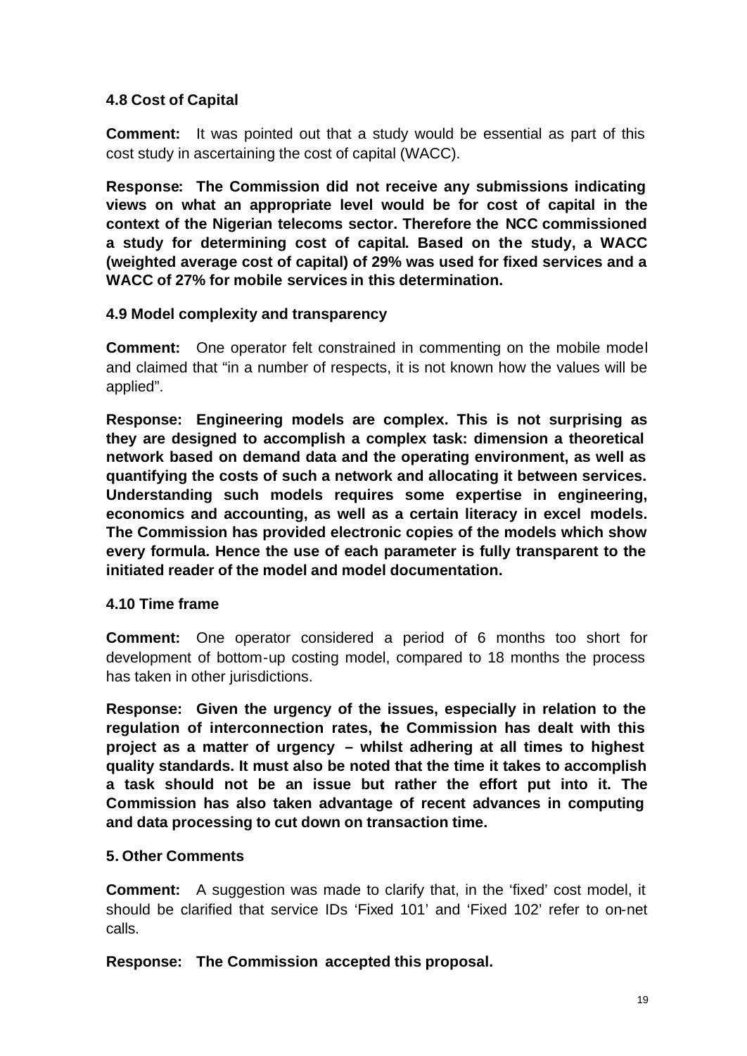### 4.8 Cost of Capital

**Comment:** It was pointed out that a study would be essential as part of this cost study in ascertaining the cost of capital (WACC).

**Response: The Commission did not receive any submissions indicating views on what an appropriate level would be for cost of capital in the context of the Nigerian telecoms sector. Therefore the NCC commissioned a study for determining cost of capital. Based on the study, a WACC (weighted average cost of capital) of 29% was used for fixed services and a WACC of 27% for mobile services in this determination.**

### 4.9 Model complexity and transparency

**Comment:** One operator felt constrained in commenting on the mobile model and claimed that "in a number of respects, it is not known how the values will be applied".

**Response: Engineering models are complex. This is not surprising as they are designed to accomplish a complex task: dimension a theoretical network based on demand data and the operating environment, as well as quantifying the costs of such a network and allocating it between services. Understanding such models requires some expertise in engineering, economics and accounting, as well as a certain literacy in excel models. The Commission has provided electronic copies of the models which show every formula. Hence the use of each parameter is fully transparent to the initiated reader of the model and model documentation.**

### 4.10 Time frame

**Comment:** One operator considered a period of 6 months too short for development of bottom-up costing model, compared to 18 months the process has taken in other jurisdictions.

**Response: Given the urgency of the issues, especially in relation to the regulation of interconnection rates, the Commission has dealt with this project as a matter of urgency – whilst adhering at all times to highest quality standards. It must also be noted that the time it takes to accomplish a task should not be an issue but rather the effort put into it. The Commission has also taken advantage of recent advances in computing and data processing to cut down on transaction time.**

## 5. Other Comments

**Comment:** A suggestion was made to clarify that, in the 'fixed' cost model, it should be clarified that service IDs 'Fixed 101' and 'Fixed 102' refer to on-net calls.

**Response: The Commission accepted this proposal.**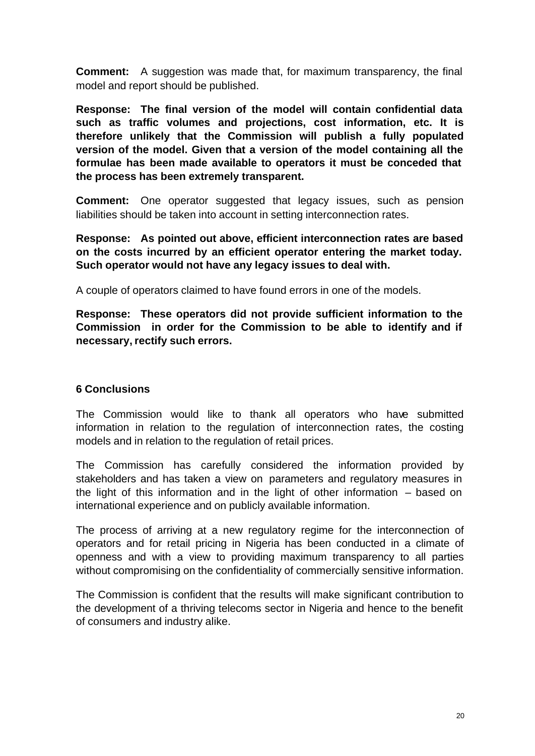**Comment:** A suggestion was made that, for maximum transparency, the final model and report should be published.

**Response: The final version of the model will contain confidential data such as traffic volumes and projections, cost information, etc. It is therefore unlikely that the Commission will publish a fully populated version of the model. Given that a version of the model containing all the formulae has been made available to operators it must be conceded that the process has been extremely transparent.**

**Comment:** One operator suggested that legacy issues, such as pension liabilities should be taken into account in setting interconnection rates.

**Response: As pointed out above, efficient interconnection rates are based on the costs incurred by an efficient operator entering the market today. Such operator would not have any legacy issues to deal with.**

A couple of operators claimed to have found errors in one of the models.

**Response: These operators did not provide sufficient information to the Commission in order for the Commission to be able to identify and if necessary, rectify such errors.**

## 6 Conclusions

The Commission would like to thank all operators who have submitted information in relation to the regulation of interconnection rates, the costing models and in relation to the regulation of retail prices.

The Commission has carefully considered the information provided by stakeholders and has taken a view on parameters and regulatory measures in the light of this information and in the light of other information – based on international experience and on publicly available information.

The process of arriving at a new regulatory regime for the interconnection of operators and for retail pricing in Nigeria has been conducted in a climate of openness and with a view to providing maximum transparency to all parties without compromising on the confidentiality of commercially sensitive information.

The Commission is confident that the results will make significant contribution to the development of a thriving telecoms sector in Nigeria and hence to the benefit of consumers and industry alike.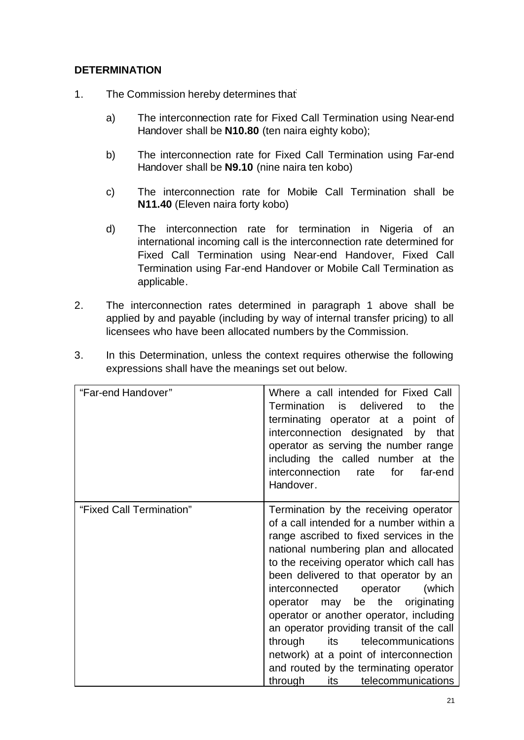**DETERMINATION**

1. The Commission hereby determines that

   a) The interconnection rate for Fixed Call Termination using Near-end Handover shall be **N10.80** (ten naira eighty kobo);

   b) The interconnection rate for Fixed Call Termination using Far-end Handover shall be **N9.10** (nine naira ten kobo)

   c) The interconnection rate for Mobile Call Termination shall be **N11.40** (Eleven naira forty kobo)

   d) The interconnection rate for termination in Nigeria of an international incoming call is the interconnection rate determined for Fixed Call Termination using Near-end Handover, Fixed Call Termination using Far-end Handover or Mobile Call Termination as applicable.

2. The interconnection rates determined in paragraph 1 above shall be applied by and payable (including by way of internal transfer pricing) to all licensees who have been allocated numbers by the Commission.

3. In this Determination, unless the context requires otherwise the following expressions shall have the meanings set out below.

| | |
|---|---|
| "Far-end Handover" | Where a call intended for Fixed Call Termination is delivered to the terminating operator at a point of interconnection designated by that operator as serving the number range including the called number at the interconnection rate for far-end Handover. |
| "Fixed Call Termination" | Termination by the receiving operator of a call intended for a number within a range ascribed to fixed services in the national numbering plan and allocated to the receiving operator which call has been delivered to that operator by an interconnected operator (which operator may be the originating operator or another operator, including an operator providing transit of the call through its telecommunications network) at a point of interconnection and routed by the terminating operator through its telecommunications |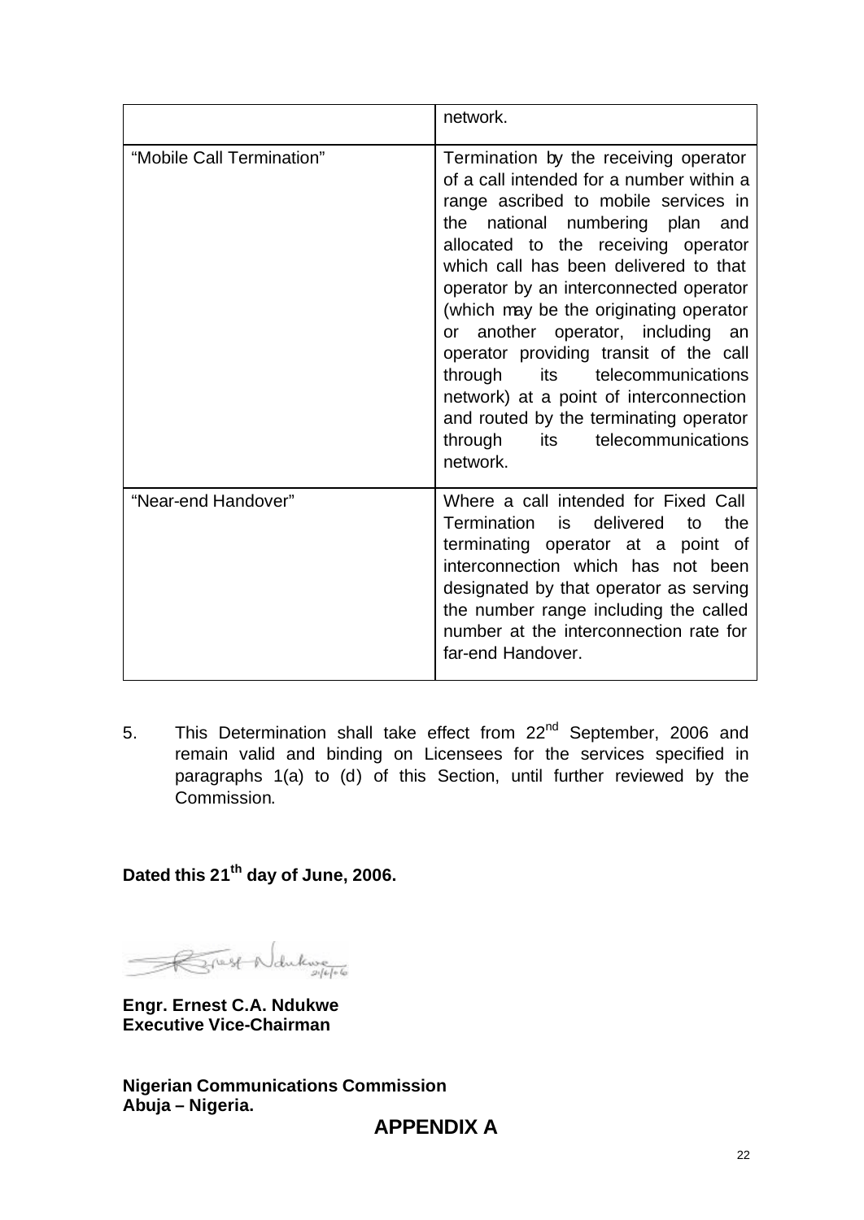|  |  |
|---|---|
|  | network. |
| "Mobile Call Termination" | Termination by the receiving operator of a call intended for a number within a range ascribed to mobile services in the national numbering plan and allocated to the receiving operator which call has been delivered to that operator by an interconnected operator (which may be the originating operator or another operator, including an operator providing transit of the call through its telecommunications network) at a point of interconnection and routed by the terminating operator through its telecommunications network. |
| "Near-end Handover" | Where a call intended for Fixed Call Termination is delivered to the terminating operator at a point of interconnection which has not been designated by that operator as serving the number range including the called number at the interconnection rate for far-end Handover. |

5. This Determination shall take effect from 22nd September, 2006 and remain valid and binding on Licensees for the services specified in paragraphs 1(a) to (d) of this Section, until further reviewed by the Commission.

**Dated this 21th day of June, 2006.**

**Engr. Ernest C.A. Ndukwe**
**Executive Vice-Chairman**

**Nigerian Communications Commission**
**Abuja – Nigeria.**

## APPENDIX A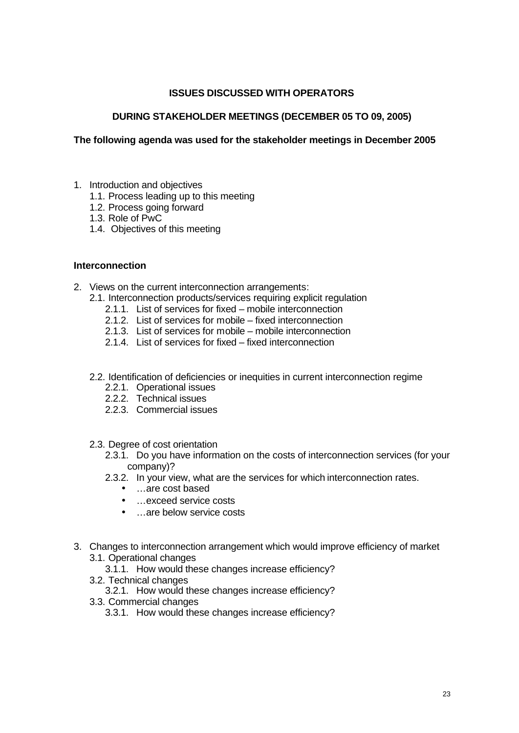**ISSUES DISCUSSED WITH OPERATORS**

**DURING STAKEHOLDER MEETINGS (DECEMBER 05 TO 09, 2005)**

**The following agenda was used for the stakeholder meetings in December 2005**

1. Introduction and objectives
   1.1. Process leading up to this meeting
   1.2. Process going forward
   1.3. Role of PwC
   1.4. Objectives of this meeting

**Interconnection**

2. Views on the current interconnection arrangements:
   2.1. Interconnection products/services requiring explicit regulation
      2.1.1. List of services for fixed – mobile interconnection
      2.1.2. List of services for mobile – fixed interconnection
      2.1.3. List of services for mobile – mobile interconnection
      2.1.4. List of services for fixed – fixed interconnection

   2.2. Identification of deficiencies or inequities in current interconnection regime
      2.2.1. Operational issues
      2.2.2. Technical issues
      2.2.3. Commercial issues

   2.3. Degree of cost orientation
      2.3.1. Do you have information on the costs of interconnection services (for your company)?
      2.3.2. In your view, what are the services for which interconnection rates.
         - …are cost based
         - …exceed service costs
         - …are below service costs

3. Changes to interconnection arrangement which would improve efficiency of market
   3.1. Operational changes
      3.1.1. How would these changes increase efficiency?
   3.2. Technical changes
      3.2.1. How would these changes increase efficiency?
   3.3. Commercial changes
      3.3.1. How would these changes increase efficiency?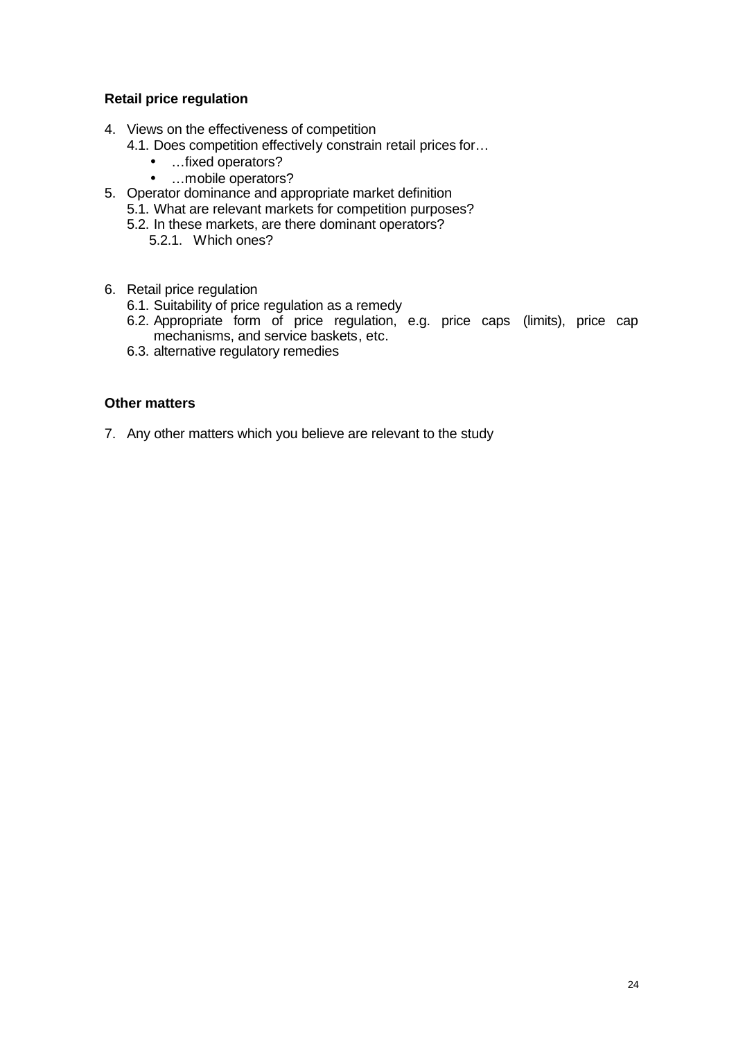**Retail price regulation**

4. Views on the effectiveness of competition
    4.1. Does competition effectively constrain retail prices for…
        - …fixed operators?
        - …mobile operators?
5. Operator dominance and appropriate market definition
    5.1. What are relevant markets for competition purposes?
    5.2. In these markets, are there dominant operators?
        5.2.1. Which ones?

6. Retail price regulation
    6.1. Suitability of price regulation as a remedy
    6.2. Appropriate form of price regulation, e.g. price caps (limits), price cap mechanisms, and service baskets, etc.
    6.3. alternative regulatory remedies

**Other matters**

7. Any other matters which you believe are relevant to the study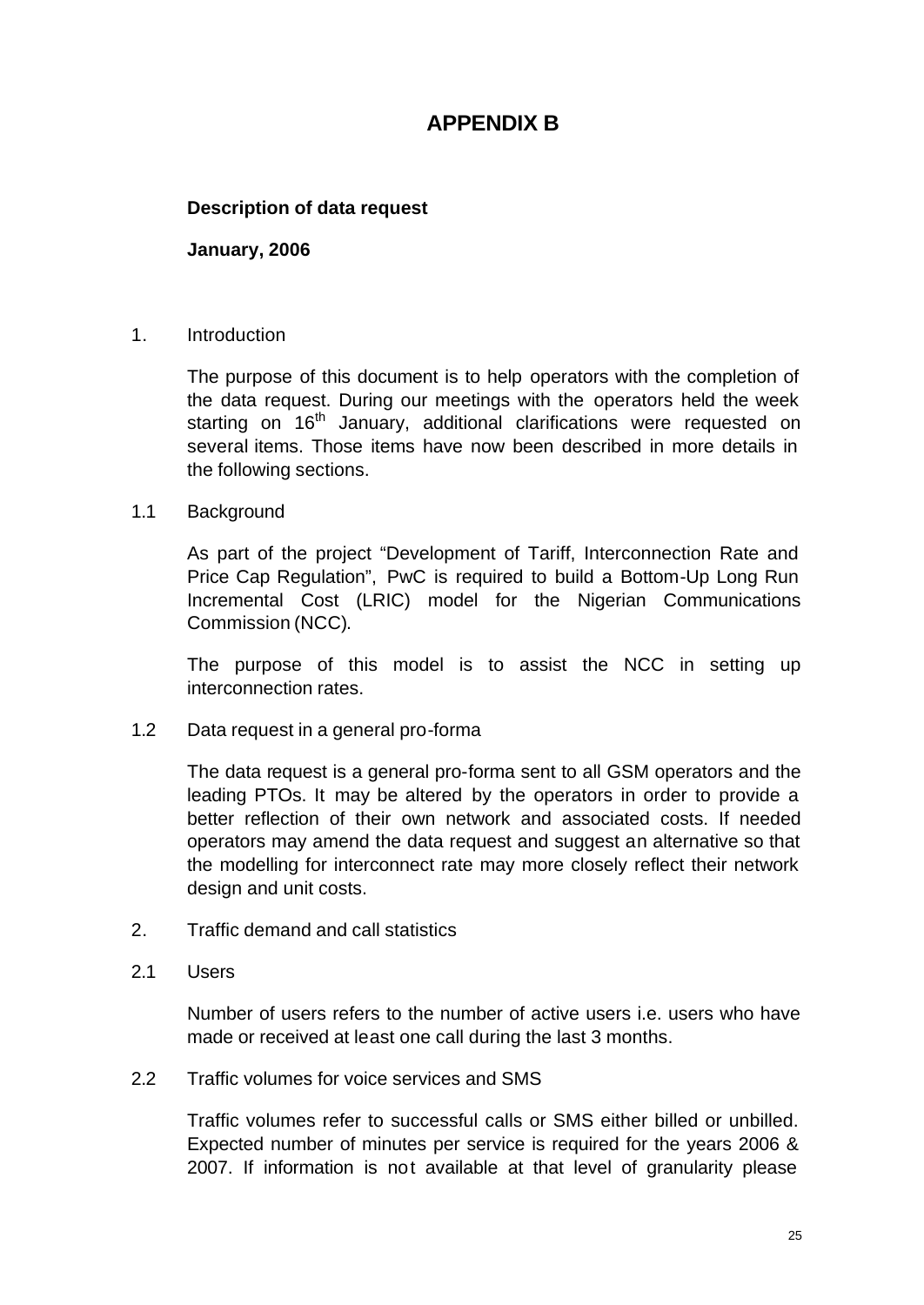# APPENDIX B

**Description of data request**

**January, 2006**

1. Introduction

The purpose of this document is to help operators with the completion of the data request. During our meetings with the operators held the week starting on 16th January, additional clarifications were requested on several items. Those items have now been described in more details in the following sections.

1.1 Background

As part of the project "Development of Tariff, Interconnection Rate and Price Cap Regulation", PwC is required to build a Bottom-Up Long Run Incremental Cost (LRIC) model for the Nigerian Communications Commission (NCC).

The purpose of this model is to assist the NCC in setting up interconnection rates.

1.2 Data request in a general pro-forma

The data request is a general pro-forma sent to all GSM operators and the leading PTOs. It may be altered by the operators in order to provide a better reflection of their own network and associated costs. If needed operators may amend the data request and suggest an alternative so that the modelling for interconnect rate may more closely reflect their network design and unit costs.

2. Traffic demand and call statistics

2.1 Users

Number of users refers to the number of active users i.e. users who have made or received at least one call during the last 3 months.

2.2 Traffic volumes for voice services and SMS

Traffic volumes refer to successful calls or SMS either billed or unbilled. Expected number of minutes per service is required for the years 2006 & 2007. If information is not available at that level of granularity please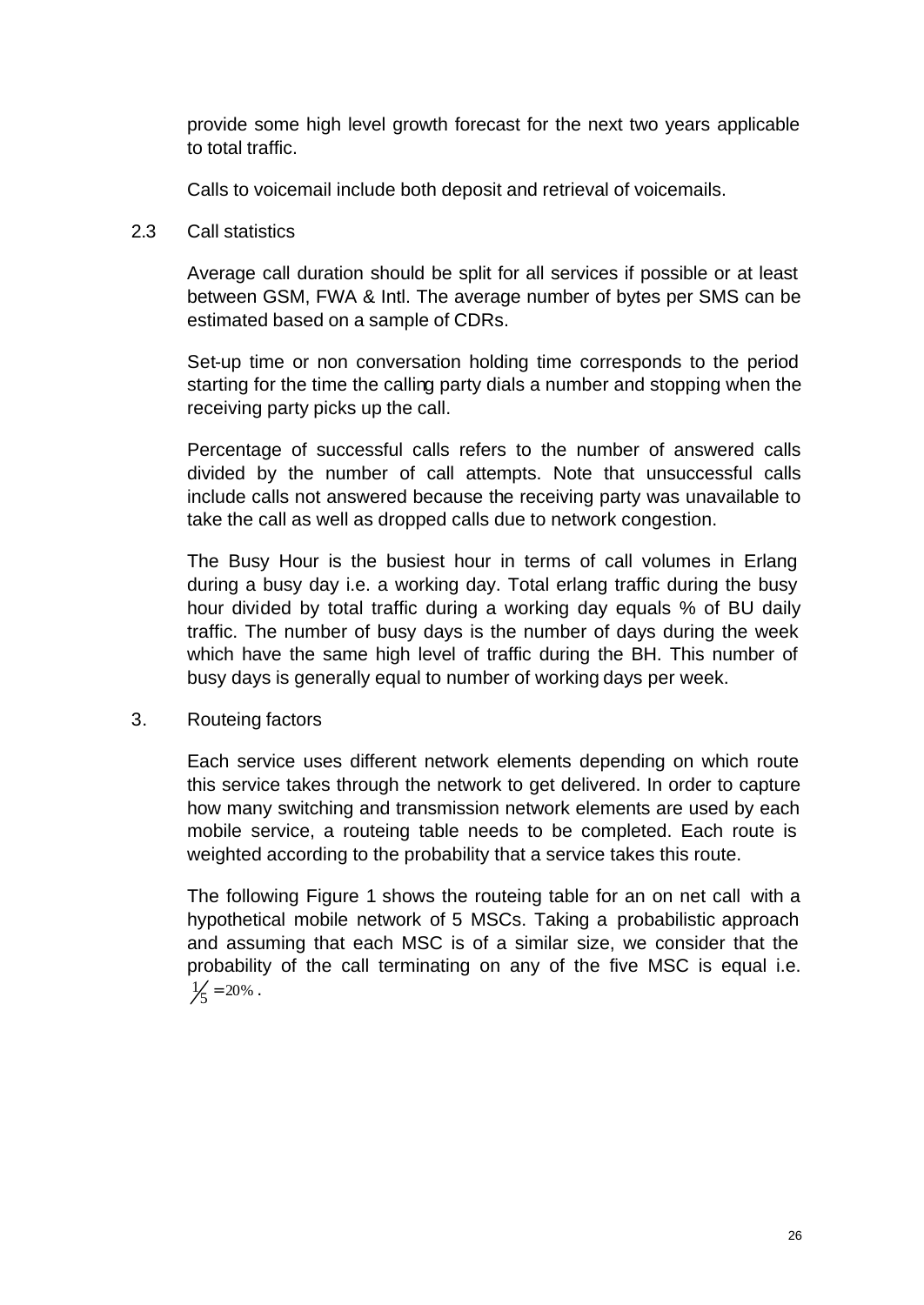provide some high level growth forecast for the next two years applicable to total traffic.

Calls to voicemail include both deposit and retrieval of voicemails.

## 2.3 Call statistics

Average call duration should be split for all services if possible or at least between GSM, FWA & Intl. The average number of bytes per SMS can be estimated based on a sample of CDRs.

Set-up time or non conversation holding time corresponds to the period starting for the time the calling party dials a number and stopping when the receiving party picks up the call.

Percentage of successful calls refers to the number of answered calls divided by the number of call attempts. Note that unsuccessful calls include calls not answered because the receiving party was unavailable to take the call as well as dropped calls due to network congestion.

The Busy Hour is the busiest hour in terms of call volumes in Erlang during a busy day i.e. a working day. Total erlang traffic during the busy hour divided by total traffic during a working day equals % of BU daily traffic. The number of busy days is the number of days during the week which have the same high level of traffic during the BH. This number of busy days is generally equal to number of working days per week.

## 3. Routeing factors

Each service uses different network elements depending on which route this service takes through the network to get delivered. In order to capture how many switching and transmission network elements are used by each mobile service, a routeing table needs to be completed. Each route is weighted according to the probability that a service takes this route.

The following Figure 1 shows the routeing table for an on net call with a hypothetical mobile network of 5 MSCs. Taking a probabilistic approach and assuming that each MSC is of a similar size, we consider that the probability of the call terminating on any of the five MSC is equal i.e. $\frac{1}{5} = 20\%$.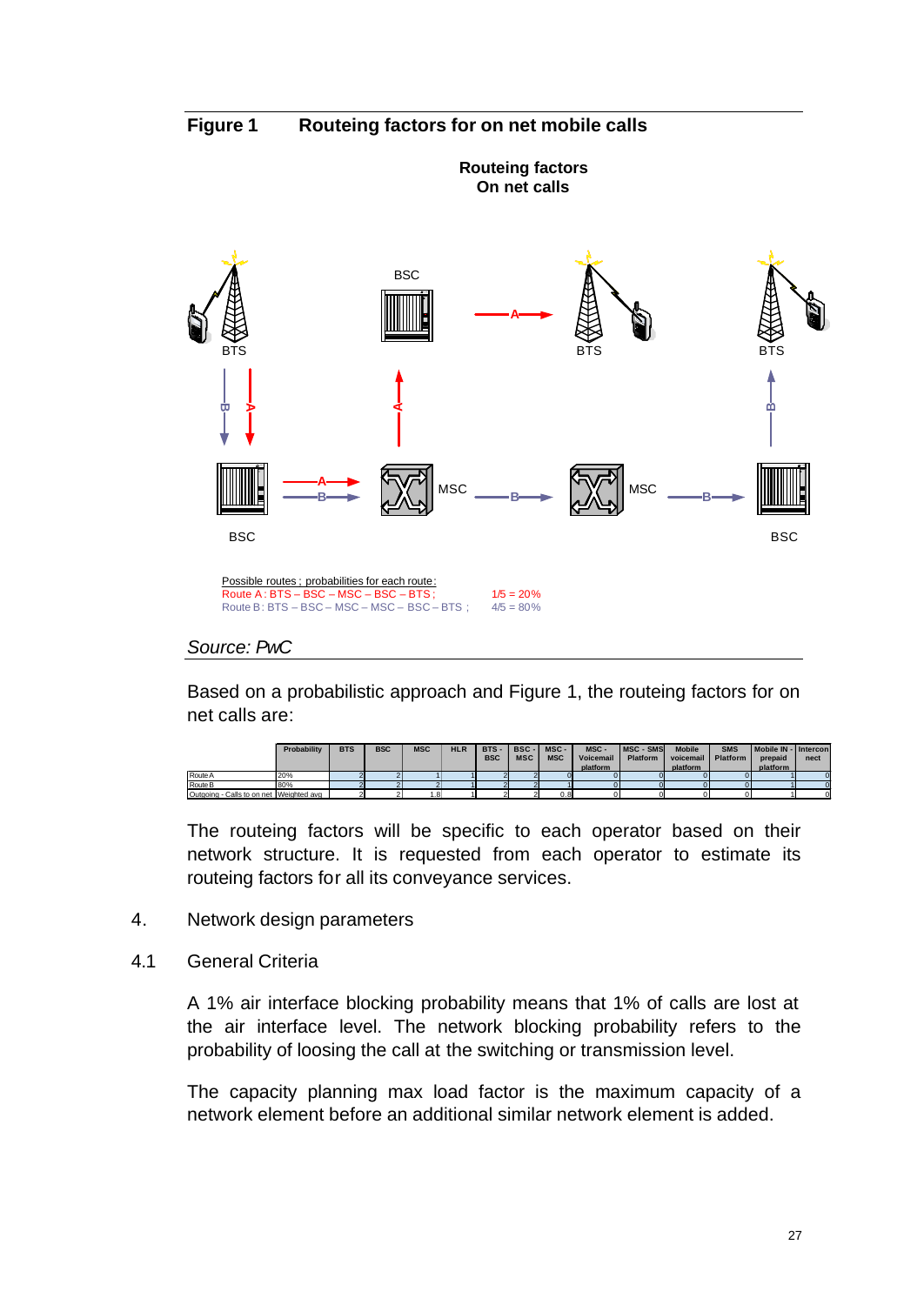**Figure 1 Routeing factors for on net mobile calls**

**Routeing factors**
**On net calls**

BSC

BTS

BTS

BTS

BSC

MSC

MSC

BSC

Possible routes ; probabilities for each route:
Route A: BTS – BSC – MSC – BSC – BTS ; 1/5 = 20%
Route B: BTS – BSC – MSC – MSC – BSC – BTS ; 4/5 = 80%

*Source: PwC*

Based on a probabilistic approach and Figure 1, the routeing factors for on net calls are:

| | Probability | BTS | BSC | MSC | HLR | BTS - BSC | BSC - MSC | MSC - MSC | MSC - Voicemail platform | MSC - SMS Platform | Mobile voicemail platform | SMS Platform | Mobile IN - prepaid platform | Intercon nect |
|---|---|---|---|---|---|---|---|---|---|---|---|---|---|---|
| Route A | 20% | 2 | 2 | 1 | 1 | 2 | 2 | 0 | 0 | 0 | 0 | 0 | 1 | 0 |
| Route B | 80% | 2 | 2 | 2 | 1 | 2 | 2 | 1 | 0 | 0 | 0 | 0 | 1 | 0 |
| Outgoing - Calls to on net | Weighted avg | 2 | 2 | 1.8 | 1 | 2 | 2 | 0.8 | 0 | 0 | 0 | 0 | 1 | 0 |

The routeing factors will be specific to each operator based on their network structure. It is requested from each operator to estimate its routeing factors for all its conveyance services.

4. Network design parameters

4.1 General Criteria

A 1% air interface blocking probability means that 1% of calls are lost at the air interface level. The network blocking probability refers to the probability of loosing the call at the switching or transmission level.

The capacity planning max load factor is the maximum capacity of a network element before an additional similar network element is added.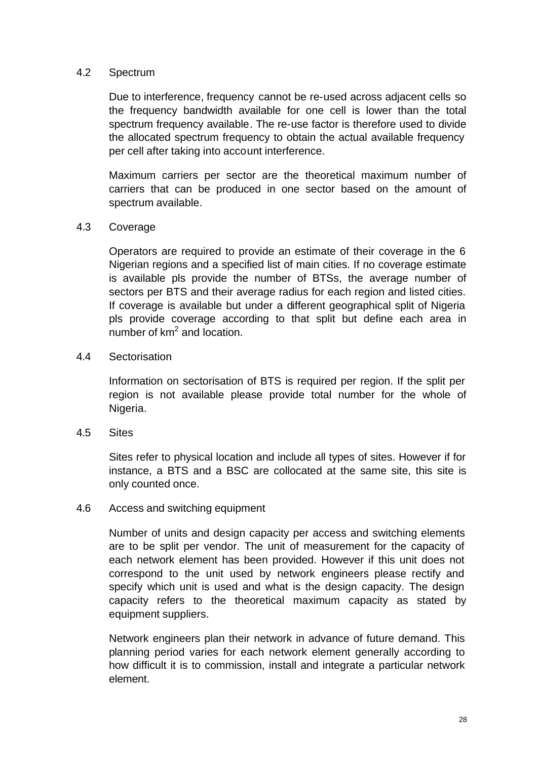### 4.2 Spectrum

Due to interference, frequency cannot be re-used across adjacent cells so the frequency bandwidth available for one cell is lower than the total spectrum frequency available. The re-use factor is therefore used to divide the allocated spectrum frequency to obtain the actual available frequency per cell after taking into account interference.

Maximum carriers per sector are the theoretical maximum number of carriers that can be produced in one sector based on the amount of spectrum available.

### 4.3 Coverage

Operators are required to provide an estimate of their coverage in the 6 Nigerian regions and a specified list of main cities. If no coverage estimate is available pls provide the number of BTSs, the average number of sectors per BTS and their average radius for each region and listed cities. If coverage is available but under a different geographical split of Nigeria pls provide coverage according to that split but define each area in number of $km^2$ and location.

### 4.4 Sectorisation

Information on sectorisation of BTS is required per region. If the split per region is not available please provide total number for the whole of Nigeria.

### 4.5 Sites

Sites refer to physical location and include all types of sites. However if for instance, a BTS and a BSC are collocated at the same site, this site is only counted once.

### 4.6 Access and switching equipment

Number of units and design capacity per access and switching elements are to be split per vendor. The unit of measurement for the capacity of each network element has been provided. However if this unit does not correspond to the unit used by network engineers please rectify and specify which unit is used and what is the design capacity. The design capacity refers to the theoretical maximum capacity as stated by equipment suppliers.

Network engineers plan their network in advance of future demand. This planning period varies for each network element generally according to how difficult it is to commission, install and integrate a particular network element.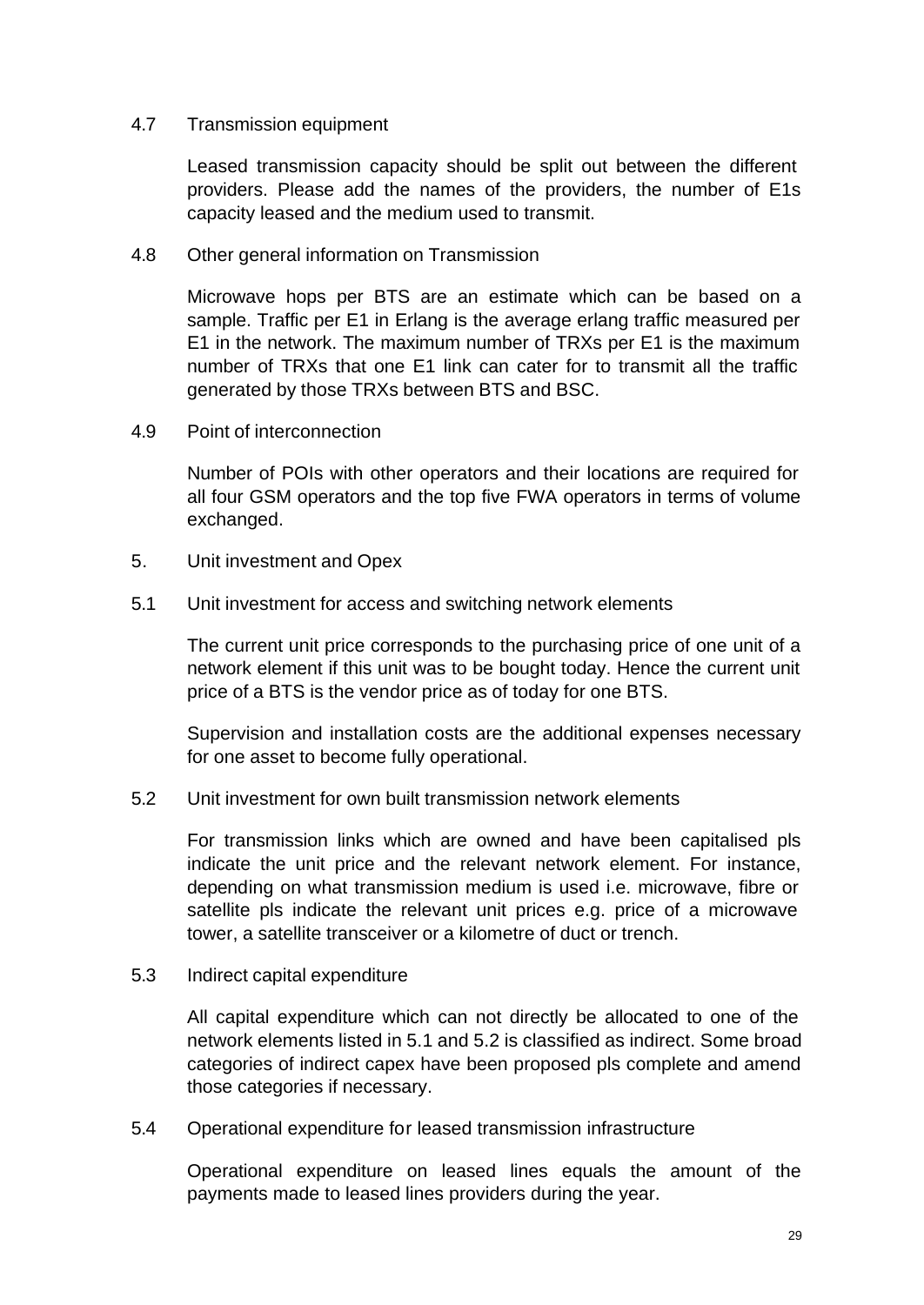### 4.7 Transmission equipment

Leased transmission capacity should be split out between the different providers. Please add the names of the providers, the number of E1s capacity leased and the medium used to transmit.

### 4.8 Other general information on Transmission

Microwave hops per BTS are an estimate which can be based on a sample. Traffic per E1 in Erlang is the average erlang traffic measured per E1 in the network. The maximum number of TRXs per E1 is the maximum number of TRXs that one E1 link can cater for to transmit all the traffic generated by those TRXs between BTS and BSC.

### 4.9 Point of interconnection

Number of POIs with other operators and their locations are required for all four GSM operators and the top five FWA operators in terms of volume exchanged.

## 5. Unit investment and Opex

### 5.1 Unit investment for access and switching network elements

The current unit price corresponds to the purchasing price of one unit of a network element if this unit was to be bought today. Hence the current unit price of a BTS is the vendor price as of today for one BTS.

Supervision and installation costs are the additional expenses necessary for one asset to become fully operational.

### 5.2 Unit investment for own built transmission network elements

For transmission links which are owned and have been capitalised pls indicate the unit price and the relevant network element. For instance, depending on what transmission medium is used i.e. microwave, fibre or satellite pls indicate the relevant unit prices e.g. price of a microwave tower, a satellite transceiver or a kilometre of duct or trench.

### 5.3 Indirect capital expenditure

All capital expenditure which can not directly be allocated to one of the network elements listed in 5.1 and 5.2 is classified as indirect. Some broad categories of indirect capex have been proposed pls complete and amend those categories if necessary.

### 5.4 Operational expenditure for leased transmission infrastructure

Operational expenditure on leased lines equals the amount of the payments made to leased lines providers during the year.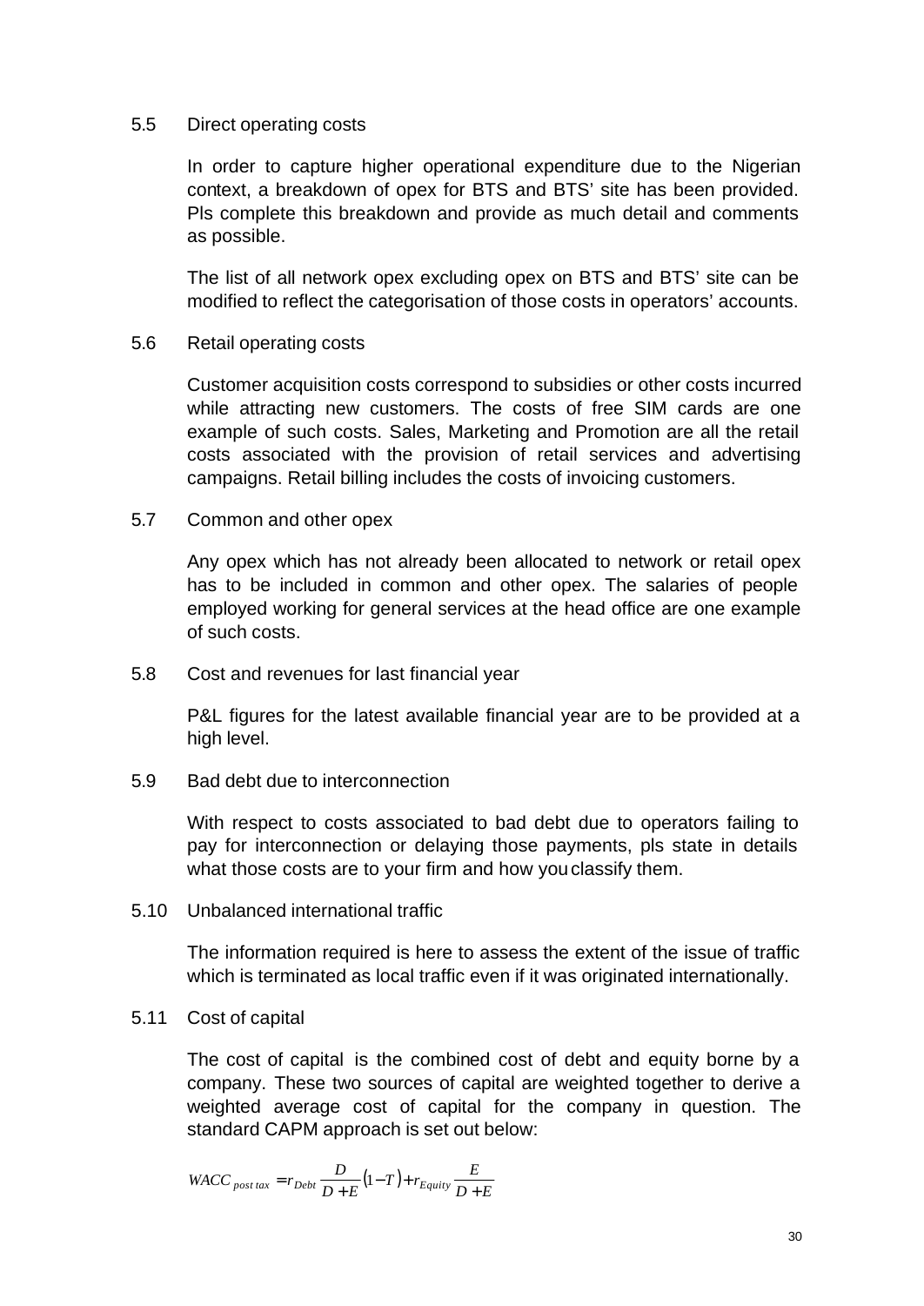## 5.5 Direct operating costs

In order to capture higher operational expenditure due to the Nigerian context, a breakdown of opex for BTS and BTS' site has been provided. Pls complete this breakdown and provide as much detail and comments as possible.

The list of all network opex excluding opex on BTS and BTS' site can be modified to reflect the categorisation of those costs in operators' accounts.

## 5.6 Retail operating costs

Customer acquisition costs correspond to subsidies or other costs incurred while attracting new customers. The costs of free SIM cards are one example of such costs. Sales, Marketing and Promotion are all the retail costs associated with the provision of retail services and advertising campaigns. Retail billing includes the costs of invoicing customers.

## 5.7 Common and other opex

Any opex which has not already been allocated to network or retail opex has to be included in common and other opex. The salaries of people employed working for general services at the head office are one example of such costs.

## 5.8 Cost and revenues for last financial year

P&L figures for the latest available financial year are to be provided at a high level.

## 5.9 Bad debt due to interconnection

With respect to costs associated to bad debt due to operators failing to pay for interconnection or delaying those payments, pls state in details what those costs are to your firm and how you classify them.

## 5.10 Unbalanced international traffic

The information required is here to assess the extent of the issue of traffic which is terminated as local traffic even if it was originated internationally.

## 5.11 Cost of capital

The cost of capital is the combined cost of debt and equity borne by a company. These two sources of capital are weighted together to derive a weighted average cost of capital for the company in question. The standard CAPM approach is set out below:

$$WACC_{post\ tax} = r_{Debt}\frac{D}{D+E}(1-T) + r_{Equity}\frac{E}{D+E}$$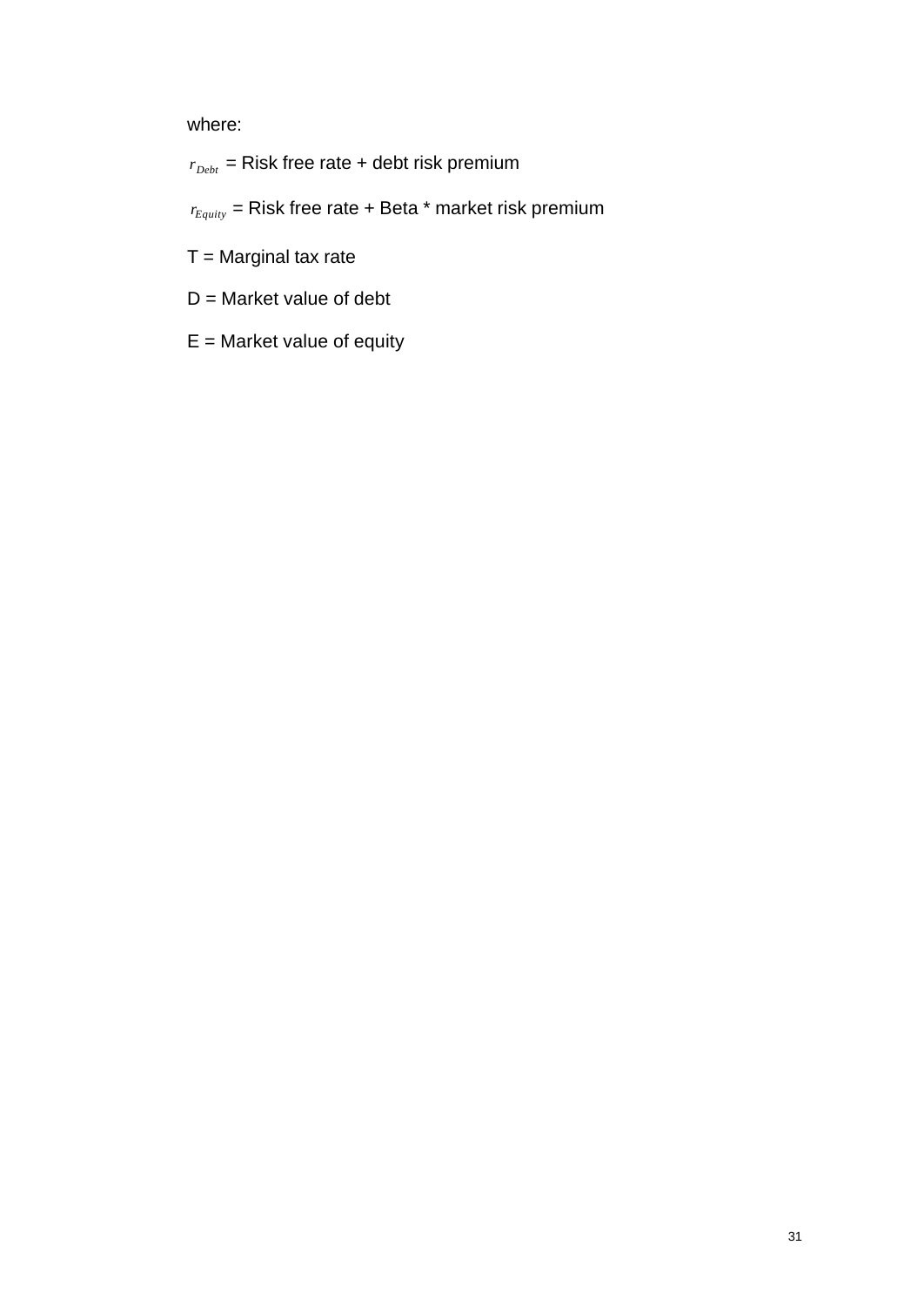where:

$r_{Debt}$ = Risk free rate + debt risk premium

$r_{Equity}$ = Risk free rate + Beta * market risk premium

T = Marginal tax rate

D = Market value of debt

E = Market value of equity